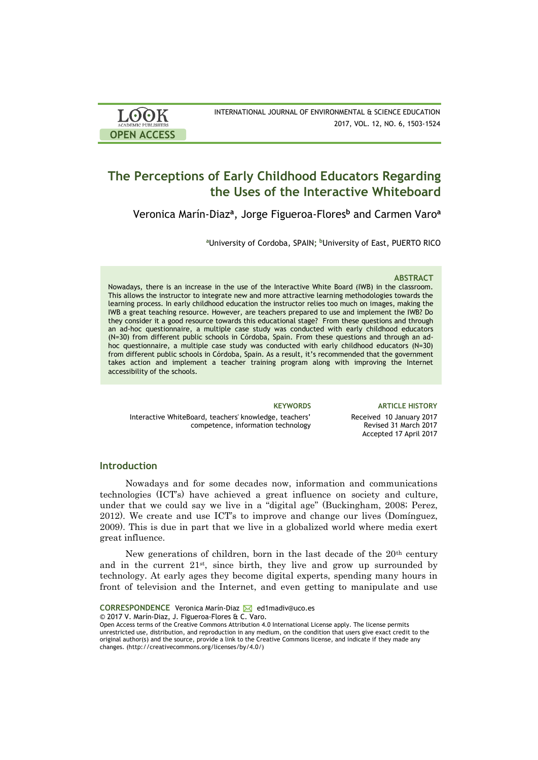# The Perceptions of Early Childhood Educators Regarding the Uses of the Interactive Whiteboard

Veronica Marín-Diaz[a], Jorge Figueroa-Flores[b] and Carmen Varo[a]

[a]University of Cordoba, SPAIN; [b]University of East, PUERTO RICO

## ABSTRACT

Nowadays, there is an increase in the use of the Interactive White Board (IWB) in the classroom. This allows the instructor to integrate new and more attractive learning methodologies towards the learning process. In early childhood education the instructor relies too much on images, making the IWB a great teaching resource. However, are teachers prepared to use and implement the IWB? Do they consider it a good resource towards this educational stage? From these questions and through an ad-hoc questionnaire, a multiple case study was conducted with early childhood educators (N=30) from different public schools in Córdoba, Spain. From these questions and through an ad-hoc questionnaire, a multiple case study was conducted with early childhood educators (N=30) from different public schools in Córdoba, Spain. As a result, it's recommended that the government takes action and implement a teacher training program along with improving the Internet accessibility of the schools.

**KEYWORDS**

Interactive WhiteBoard, teachers' knowledge, teachers' competence, information technology

**ARTICLE HISTORY**

Received 10 January 2017
Revised 31 March 2017
Accepted 17 April 2017

## Introduction

Nowadays and for some decades now, information and communications technologies (ICT's) have achieved a great influence on society and culture, under that we could say we live in a "digital age" (Buckingham, 2008; Perez, 2012). We create and use ICT's to improve and change our lives (Domínguez, 2009). This is due in part that we live in a globalized world where media exert great influence.

New generations of children, born in the last decade of the 20th century and in the current 21st, since birth, they live and grow up surrounded by technology. At early ages they become digital experts, spending many hours in front of television and the Internet, and even getting to manipulate and use

**CORRESPONDENCE** Veronica Marín-Diaz ed1madiv@uco.es
© 2017 V. Marín-Diaz, J. Figueroa-Flores & C. Varo.
Open Access terms of the Creative Commons Attribution 4.0 International License apply. The license permits unrestricted use, distribution, and reproduction in any medium, on the condition that users give exact credit to the original author(s) and the source, provide a link to the Creative Commons license, and indicate if they made any changes. (http://creativecommons.org/licenses/by/4.0/)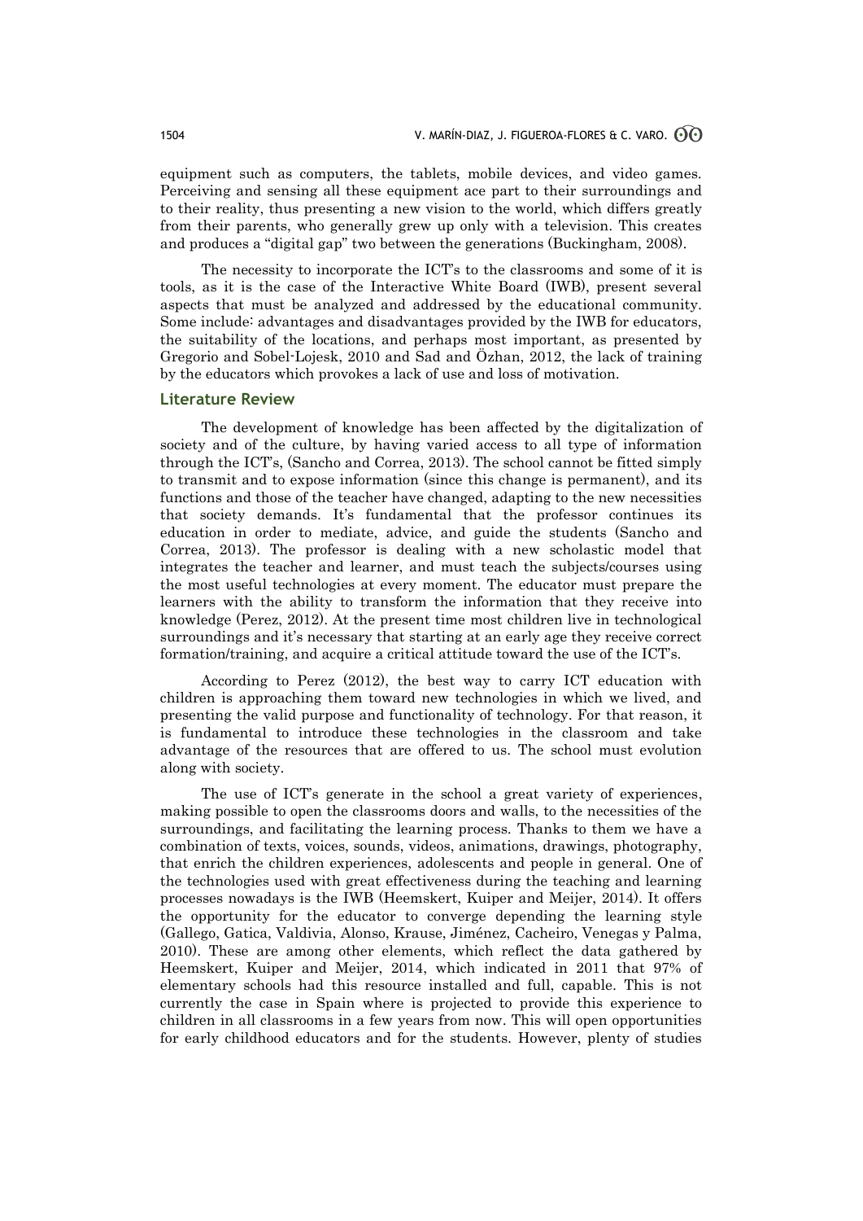equipment such as computers, the tablets, mobile devices, and video games. Perceiving and sensing all these equipment ace part to their surroundings and to their reality, thus presenting a new vision to the world, which differs greatly from their parents, who generally grew up only with a television. This creates and produces a "digital gap" two between the generations (Buckingham, 2008).

The necessity to incorporate the ICT's to the classrooms and some of it is tools, as it is the case of the Interactive White Board (IWB), present several aspects that must be analyzed and addressed by the educational community. Some include: advantages and disadvantages provided by the IWB for educators, the suitability of the locations, and perhaps most important, as presented by Gregorio and Sobel-Lojesk, 2010 and Sad and Özhan, 2012, the lack of training by the educators which provokes a lack of use and loss of motivation.

## Literature Review

The development of knowledge has been affected by the digitalization of society and of the culture, by having varied access to all type of information through the ICT's, (Sancho and Correa, 2013). The school cannot be fitted simply to transmit and to expose information (since this change is permanent), and its functions and those of the teacher have changed, adapting to the new necessities that society demands. It's fundamental that the professor continues its education in order to mediate, advice, and guide the students (Sancho and Correa, 2013). The professor is dealing with a new scholastic model that integrates the teacher and learner, and must teach the subjects/courses using the most useful technologies at every moment. The educator must prepare the learners with the ability to transform the information that they receive into knowledge (Perez, 2012). At the present time most children live in technological surroundings and it's necessary that starting at an early age they receive correct formation/training, and acquire a critical attitude toward the use of the ICT's.

According to Perez (2012), the best way to carry ICT education with children is approaching them toward new technologies in which we lived, and presenting the valid purpose and functionality of technology. For that reason, it is fundamental to introduce these technologies in the classroom and take advantage of the resources that are offered to us. The school must evolution along with society.

The use of ICT's generate in the school a great variety of experiences, making possible to open the classrooms doors and walls, to the necessities of the surroundings, and facilitating the learning process. Thanks to them we have a combination of texts, voices, sounds, videos, animations, drawings, photography, that enrich the children experiences, adolescents and people in general. One of the technologies used with great effectiveness during the teaching and learning processes nowadays is the IWB (Heemskert, Kuiper and Meijer, 2014). It offers the opportunity for the educator to converge depending the learning style (Gallego, Gatica, Valdivia, Alonso, Krause, Jiménez, Cacheiro, Venegas y Palma, 2010). These are among other elements, which reflect the data gathered by Heemskert, Kuiper and Meijer, 2014, which indicated in 2011 that 97% of elementary schools had this resource installed and full, capable. This is not currently the case in Spain where is projected to provide this experience to children in all classrooms in a few years from now. This will open opportunities for early childhood educators and for the students. However, plenty of studies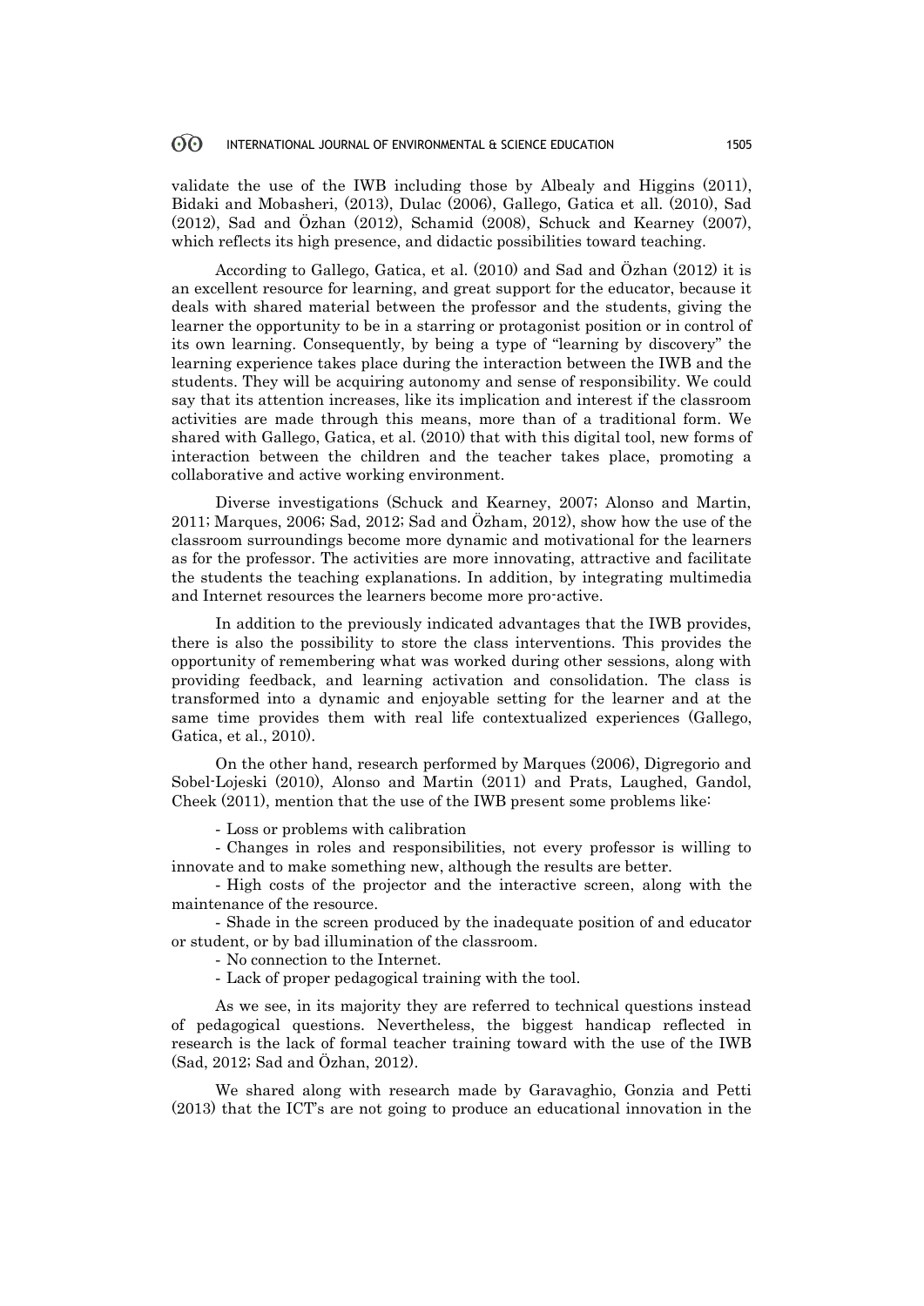validate the use of the IWB including those by Albealy and Higgins (2011), Bidaki and Mobasheri, (2013), Dulac (2006), Gallego, Gatica et all. (2010), Sad (2012), Sad and Özhan (2012), Schamid (2008), Schuck and Kearney (2007), which reflects its high presence, and didactic possibilities toward teaching.

According to Gallego, Gatica, et al. (2010) and Sad and Özhan (2012) it is an excellent resource for learning, and great support for the educator, because it deals with shared material between the professor and the students, giving the learner the opportunity to be in a starring or protagonist position or in control of its own learning. Consequently, by being a type of "learning by discovery" the learning experience takes place during the interaction between the IWB and the students. They will be acquiring autonomy and sense of responsibility. We could say that its attention increases, like its implication and interest if the classroom activities are made through this means, more than of a traditional form. We shared with Gallego, Gatica, et al. (2010) that with this digital tool, new forms of interaction between the children and the teacher takes place, promoting a collaborative and active working environment.

Diverse investigations (Schuck and Kearney, 2007; Alonso and Martin, 2011; Marques, 2006; Sad, 2012; Sad and Özham, 2012), show how the use of the classroom surroundings become more dynamic and motivational for the learners as for the professor. The activities are more innovating, attractive and facilitate the students the teaching explanations. In addition, by integrating multimedia and Internet resources the learners become more pro-active.

In addition to the previously indicated advantages that the IWB provides, there is also the possibility to store the class interventions. This provides the opportunity of remembering what was worked during other sessions, along with providing feedback, and learning activation and consolidation. The class is transformed into a dynamic and enjoyable setting for the learner and at the same time provides them with real life contextualized experiences (Gallego, Gatica, et al., 2010).

On the other hand, research performed by Marques (2006), Digregorio and Sobel-Lojeski (2010), Alonso and Martin (2011) and Prats, Laughed, Gandol, Cheek (2011), mention that the use of the IWB present some problems like:

- Loss or problems with calibration
- Changes in roles and responsibilities, not every professor is willing to innovate and to make something new, although the results are better.
- High costs of the projector and the interactive screen, along with the maintenance of the resource.
- Shade in the screen produced by the inadequate position of and educator or student, or by bad illumination of the classroom.
- No connection to the Internet.
- Lack of proper pedagogical training with the tool.

As we see, in its majority they are referred to technical questions instead of pedagogical questions. Nevertheless, the biggest handicap reflected in research is the lack of formal teacher training toward with the use of the IWB (Sad, 2012; Sad and Özhan, 2012).

We shared along with research made by Garavaghio, Gonzia and Petti (2013) that the ICT's are not going to produce an educational innovation in the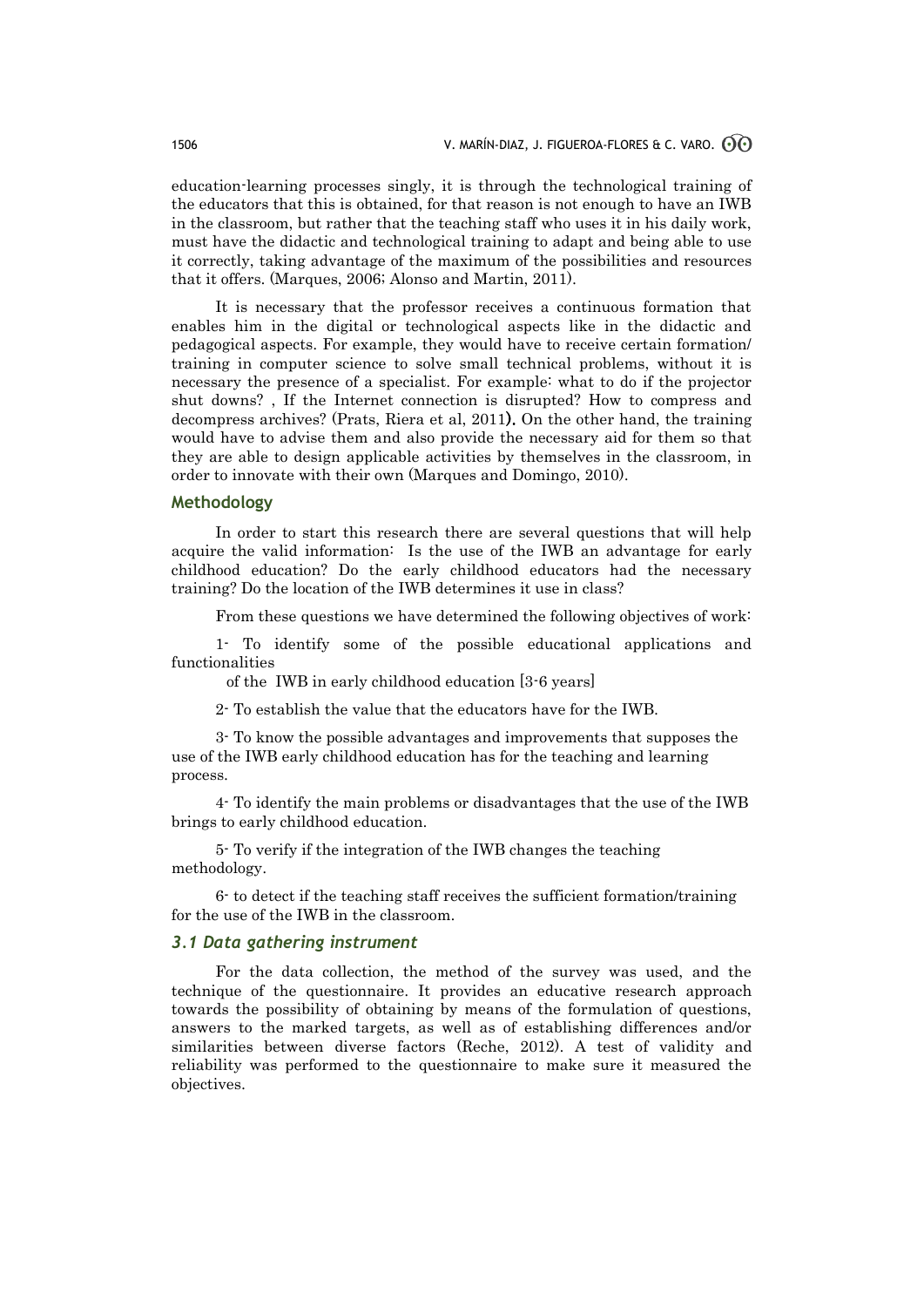education-learning processes singly, it is through the technological training of the educators that this is obtained, for that reason is not enough to have an IWB in the classroom, but rather that the teaching staff who uses it in his daily work, must have the didactic and technological training to adapt and being able to use it correctly, taking advantage of the maximum of the possibilities and resources that it offers. (Marques, 2006; Alonso and Martin, 2011).

It is necessary that the professor receives a continuous formation that enables him in the digital or technological aspects like in the didactic and pedagogical aspects. For example, they would have to receive certain formation/ training in computer science to solve small technical problems, without it is necessary the presence of a specialist. For example: what to do if the projector shut downs? , If the Internet connection is disrupted? How to compress and decompress archives? (Prats, Riera et al, 2011**).** On the other hand, the training would have to advise them and also provide the necessary aid for them so that they are able to design applicable activities by themselves in the classroom, in order to innovate with their own (Marques and Domingo, 2010).

## Methodology

In order to start this research there are several questions that will help acquire the valid information: Is the use of the IWB an advantage for early childhood education? Do the early childhood educators had the necessary training? Do the location of the IWB determines it use in class?

From these questions we have determined the following objectives of work:

1- To identify some of the possible educational applications and functionalities of the IWB in early childhood education [3-6 years]

2- To establish the value that the educators have for the IWB.

3- To know the possible advantages and improvements that supposes the use of the IWB early childhood education has for the teaching and learning process.

4- To identify the main problems or disadvantages that the use of the IWB brings to early childhood education.

5- To verify if the integration of the IWB changes the teaching methodology.

6- to detect if the teaching staff receives the sufficient formation/training for the use of the IWB in the classroom.

### *3.1 Data gathering instrument*

For the data collection, the method of the survey was used, and the technique of the questionnaire. It provides an educative research approach towards the possibility of obtaining by means of the formulation of questions, answers to the marked targets, as well as of establishing differences and/or similarities between diverse factors (Reche, 2012). A test of validity and reliability was performed to the questionnaire to make sure it measured the objectives.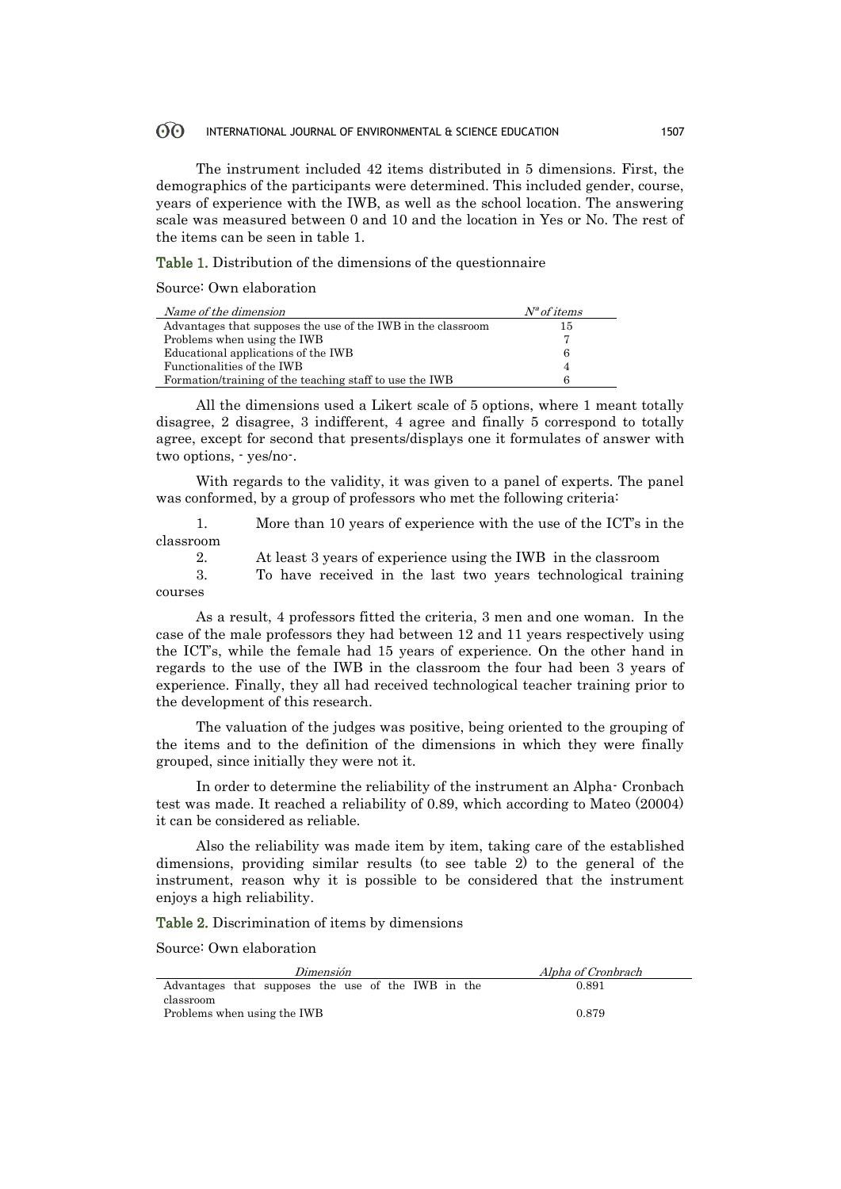The instrument included 42 items distributed in 5 dimensions. First, the demographics of the participants were determined. This included gender, course, years of experience with the IWB, as well as the school location. The answering scale was measured between 0 and 10 and the location in Yes or No. The rest of the items can be seen in table 1.

**Table 1.** Distribution of the dimensions of the questionnaire

Source: Own elaboration

| *Name of the dimension* | *Nª of items* |
|---|---|
| Advantages that supposes the use of the IWB in the classroom | 15 |
| Problems when using the IWB | 7 |
| Educational applications of the IWB | 6 |
| Functionalities of the IWB | 4 |
| Formation/training of the teaching staff to use the IWB | 6 |

All the dimensions used a Likert scale of 5 options, where 1 meant totally disagree, 2 disagree, 3 indifferent, 4 agree and finally 5 correspond to totally agree, except for second that presents/displays one it formulates of answer with two options, - yes/no-.

With regards to the validity, it was given to a panel of experts. The panel was conformed, by a group of professors who met the following criteria:

1. More than 10 years of experience with the use of the ICT's in the classroom
2. At least 3 years of experience using the IWB in the classroom
3. To have received in the last two years technological training courses

As a result, 4 professors fitted the criteria, 3 men and one woman. In the case of the male professors they had between 12 and 11 years respectively using the ICT's, while the female had 15 years of experience. On the other hand in regards to the use of the IWB in the classroom the four had been 3 years of experience. Finally, they all had received technological teacher training prior to the development of this research.

The valuation of the judges was positive, being oriented to the grouping of the items and to the definition of the dimensions in which they were finally grouped, since initially they were not it.

In order to determine the reliability of the instrument an Alpha- Cronbach test was made. It reached a reliability of 0.89, which according to Mateo (20004) it can be considered as reliable.

Also the reliability was made item by item, taking care of the established dimensions, providing similar results (to see table 2) to the general of the instrument, reason why it is possible to be considered that the instrument enjoys a high reliability.

**Table 2.** Discrimination of items by dimensions

Source: Own elaboration

| *Dimensión* | *Alpha of Cronbrach* |
|---|---|
| Advantages that supposes the use of the IWB in the classroom | 0.891 |
| Problems when using the IWB | 0.879 |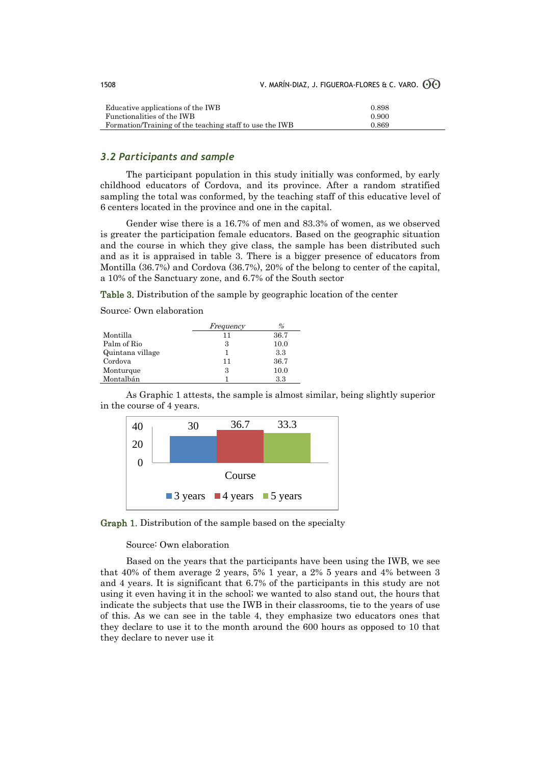| | |
|---|---|
| Educative applications of the IWB | 0.898 |
| Functionalities of the IWB | 0.900 |
| Formation/Training of the teaching staff to use the IWB | 0.869 |

### *3.2 Participants and sample*

The participant population in this study initially was conformed, by early childhood educators of Cordova, and its province. After a random stratified sampling the total was conformed, by the teaching staff of this educative level of 6 centers located in the province and one in the capital.

Gender wise there is a 16.7% of men and 83.3% of women, as we observed is greater the participation female educators. Based on the geographic situation and the course in which they give class, the sample has been distributed such and as it is appraised in table 3. There is a bigger presence of educators from Montilla (36.7%) and Cordova (36.7%), 20% of the belong to center of the capital, a 10% of the Sanctuary zone, and 6.7% of the South sector

**Table 3.** Distribution of the sample by geographic location of the center

Source: Own elaboration

| | *Frequency* | *%* |
|---|---|---|
| Montilla | 11 | 36.7 |
| Palm of Rio | 3 | 10.0 |
| Quintana village | 1 | 3.3 |
| Cordova | 11 | 36.7 |
| Monturque | 3 | 10.0 |
| Montalbán | 1 | 3.3 |

As Graphic 1 attests, the sample is almost similar, being slightly superior in the course of 4 years.

| Course | % |
|---|---|
| 3 years | 30 |
| 4 years | 36.7 |
| 5 years | 33.3 |

**Graph 1.** Distribution of the sample based on the specialty

Source: Own elaboration

Based on the years that the participants have been using the IWB, we see that 40% of them average 2 years, 5% 1 year, a 2% 5 years and 4% between 3 and 4 years. It is significant that 6.7% of the participants in this study are not using it even having it in the school; we wanted to also stand out, the hours that indicate the subjects that use the IWB in their classrooms, tie to the years of use of this. As we can see in the table 4, they emphasize two educators ones that they declare to use it to the month around the 600 hours as opposed to 10 that they declare to never use it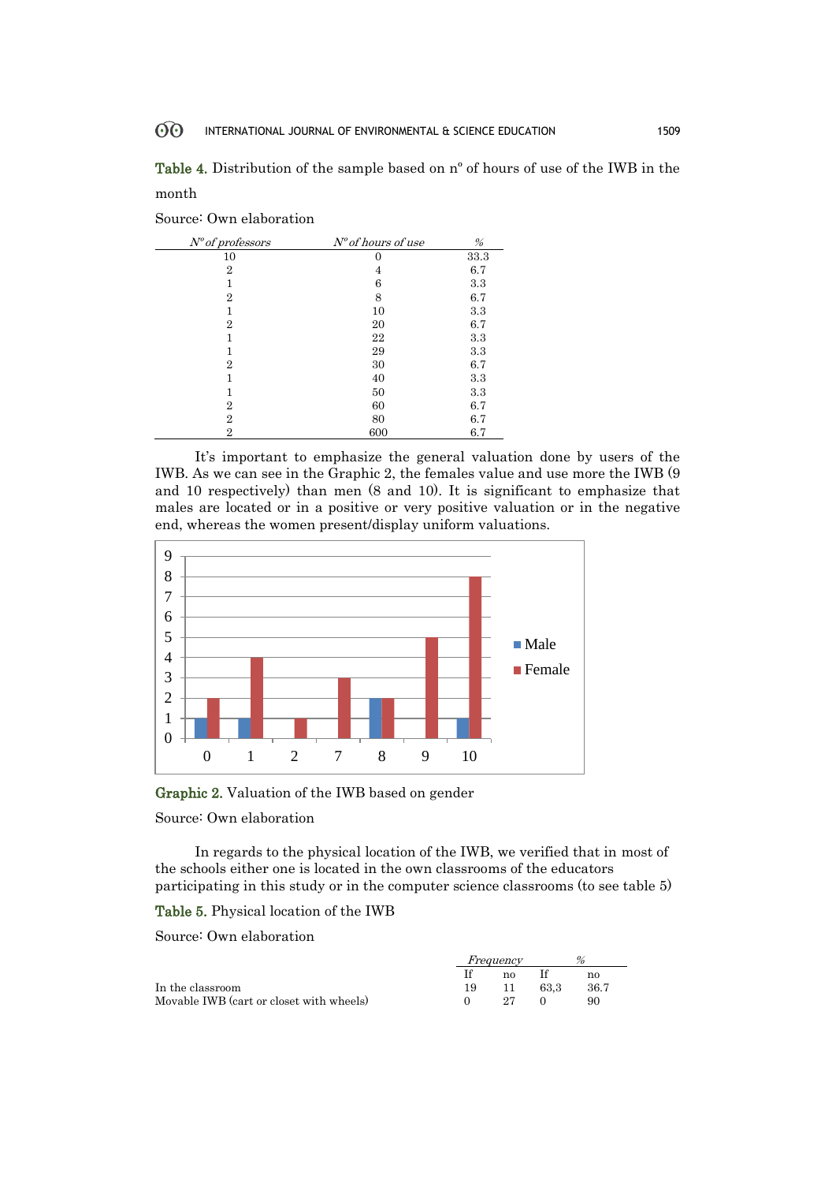**Table 4.** Distribution of the sample based on nº of hours of use of the IWB in the month

Source: Own elaboration

| *Nº of professors* | *Nº of hours of use* | *%* |
|---|---|---|
| 10 | 0 | 33.3 |
| 2 | 4 | 6.7 |
| 1 | 6 | 3.3 |
| 2 | 8 | 6.7 |
| 1 | 10 | 3.3 |
| 2 | 20 | 6.7 |
| 1 | 22 | 3.3 |
| 1 | 29 | 3.3 |
| 2 | 30 | 6.7 |
| 1 | 40 | 3.3 |
| 1 | 50 | 3.3 |
| 2 | 60 | 6.7 |
| 2 | 80 | 6.7 |
| 2 | 600 | 6.7 |

It's important to emphasize the general valuation done by users of the IWB. As we can see in the Graphic 2, the females value and use more the IWB (9 and 10 respectively) than men (8 and 10). It is significant to emphasize that males are located or in a positive or very positive valuation or in the negative end, whereas the women present/display uniform valuations.

**Graphic 2.** Valuation of the IWB based on gender

Source: Own elaboration

In regards to the physical location of the IWB, we verified that in most of the schools either one is located in the own classrooms of the educators participating in this study or in the computer science classrooms (to see table 5)

**Table 5.** Physical location of the IWB

Source: Own elaboration

| | *Frequency* | | *%* | |
|---|---|---|---|---|
| | If | no | If | no |
| In the classroom | 19 | 11 | 63,3 | 36.7 |
| Movable IWB (cart or closet with wheels) | 0 | 27 | 0 | 90 |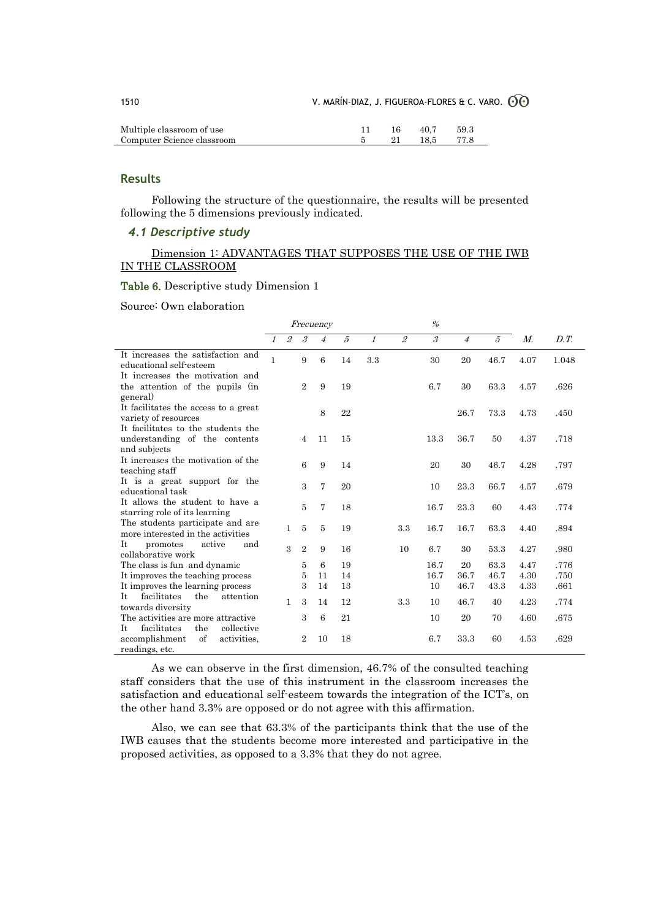| | | | | |
|---|---|---|---|---|
| Multiple classroom of use | 11 | 16 | 40,7 | 59.3 |
| Computer Science classroom | 5 | 21 | 18,5 | 77.8 |

## Results

Following the structure of the questionnaire, the results will be presented following the 5 dimensions previously indicated.

### *4.1 Descriptive study*

Dimension 1: ADVANTAGES THAT SUPPOSES THE USE OF THE IWB IN THE CLASSROOM

**Table 6.** Descriptive study Dimension 1

Source: Own elaboration

| | *Frecuency* | | | | | *%* | | | | | | |
|---|---|---|---|---|---|---|---|---|---|---|---|---|
| | *1* | *2* | *3* | *4* | *5* | *1* | *2* | *3* | *4* | *5* | *M.* | *D.T.* |
| It increases the satisfaction and educational self-esteem | 1 | | 9 | 6 | 14 | 3.3 | | 30 | 20 | 46.7 | 4.07 | 1.048 |
| It increases the motivation and the attention of the pupils (in general) | | | 2 | 9 | 19 | | | 6.7 | 30 | 63.3 | 4.57 | .626 |
| It facilitates the access to a great variety of resources | | | | 8 | 22 | | | | 26.7 | 73.3 | 4.73 | .450 |
| It facilitates to the students the understanding of the contents and subjects | | | 4 | 11 | 15 | | | 13.3 | 36.7 | 50 | 4.37 | .718 |
| It increases the motivation of the teaching staff | | | 6 | 9 | 14 | | | 20 | 30 | 46.7 | 4.28 | .797 |
| It is a great support for the educational task | | | 3 | 7 | 20 | | | 10 | 23.3 | 66.7 | 4.57 | .679 |
| It allows the student to have a starring role of its learning | | | 5 | 7 | 18 | | | 16.7 | 23.3 | 60 | 4.43 | .774 |
| The students participate and are more interested in the activities | | 1 | 5 | 5 | 19 | | 3.3 | 16.7 | 16.7 | 63.3 | 4.40 | .894 |
| It promotes active and collaborative work | | 3 | 2 | 9 | 16 | | 10 | 6.7 | 30 | 53.3 | 4.27 | .980 |
| The class is fun and dynamic | | | 5 | 6 | 19 | | | 16.7 | 20 | 63.3 | 4.47 | .776 |
| It improves the teaching process | | | 5 | 11 | 14 | | | 16.7 | 36.7 | 46.7 | 4.30 | .750 |
| It improves the learning process | | | 3 | 14 | 13 | | | 10 | 46.7 | 43.3 | 4.33 | .661 |
| It facilitates the attention towards diversity | | 1 | 3 | 14 | 12 | | 3.3 | 10 | 46.7 | 40 | 4.23 | .774 |
| The activities are more attractive | | | 3 | 6 | 21 | | | 10 | 20 | 70 | 4.60 | .675 |
| It facilitates the collective accomplishment of activities, readings, etc. | | | 2 | 10 | 18 | | | 6.7 | 33.3 | 60 | 4.53 | .629 |

As we can observe in the first dimension, 46.7% of the consulted teaching staff considers that the use of this instrument in the classroom increases the satisfaction and educational self-esteem towards the integration of the ICT's, on the other hand 3.3% are opposed or do not agree with this affirmation.

Also, we can see that 63.3% of the participants think that the use of the IWB causes that the students become more interested and participative in the proposed activities, as opposed to a 3.3% that they do not agree.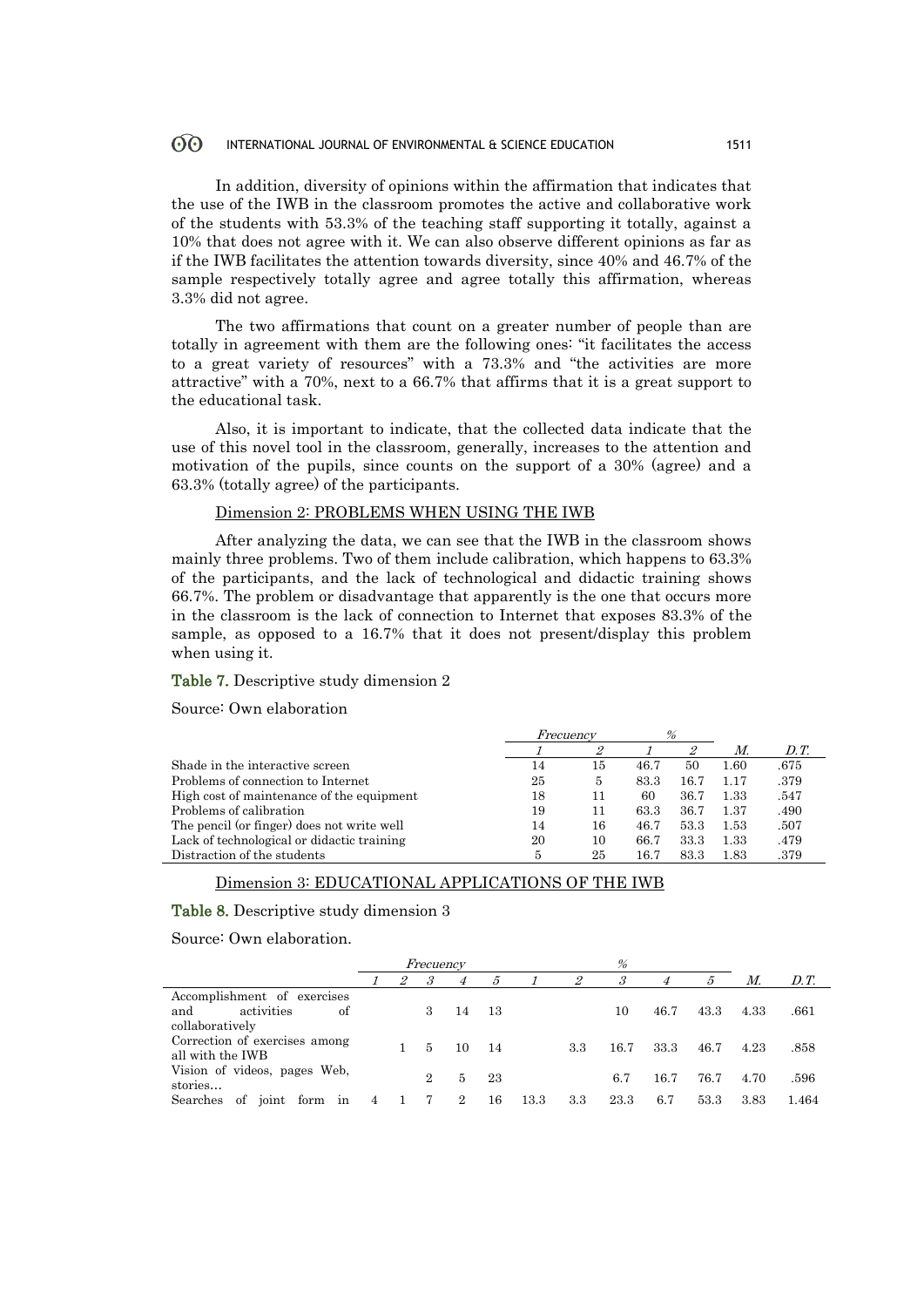In addition, diversity of opinions within the affirmation that indicates that the use of the IWB in the classroom promotes the active and collaborative work of the students with 53.3% of the teaching staff supporting it totally, against a 10% that does not agree with it. We can also observe different opinions as far as if the IWB facilitates the attention towards diversity, since 40% and 46.7% of the sample respectively totally agree and agree totally this affirmation, whereas 3.3% did not agree.

The two affirmations that count on a greater number of people than are totally in agreement with them are the following ones: "it facilitates the access to a great variety of resources" with a 73.3% and "the activities are more attractive" with a 70%, next to a 66.7% that affirms that it is a great support to the educational task.

Also, it is important to indicate, that the collected data indicate that the use of this novel tool in the classroom, generally, increases to the attention and motivation of the pupils, since counts on the support of a 30% (agree) and a 63.3% (totally agree) of the participants.

Dimension 2: PROBLEMS WHEN USING THE IWB

After analyzing the data, we can see that the IWB in the classroom shows mainly three problems. Two of them include calibration, which happens to 63.3% of the participants, and the lack of technological and didactic training shows 66.7%. The problem or disadvantage that apparently is the one that occurs more in the classroom is the lack of connection to Internet that exposes 83.3% of the sample, as opposed to a 16.7% that it does not present/display this problem when using it.

**Table 7.** Descriptive study dimension 2

Source: Own elaboration

| | *Frecuency* | | *%* | | | |
|---|---|---|---|---|---|---|
| | *1* | *2* | *1* | *2* | *M.* | *D.T.* |
| Shade in the interactive screen | 14 | 15 | 46.7 | 50 | 1.60 | .675 |
| Problems of connection to Internet | 25 | 5 | 83.3 | 16.7 | 1.17 | .379 |
| High cost of maintenance of the equipment | 18 | 11 | 60 | 36.7 | 1.33 | .547 |
| Problems of calibration | 19 | 11 | 63.3 | 36.7 | 1.37 | .490 |
| The pencil (or finger) does not write well | 14 | 16 | 46.7 | 53.3 | 1.53 | .507 |
| Lack of technological or didactic training | 20 | 10 | 66.7 | 33.3 | 1.33 | .479 |
| Distraction of the students | 5 | 25 | 16.7 | 83.3 | 1.83 | .379 |

Dimension 3: EDUCATIONAL APPLICATIONS OF THE IWB

**Table 8.** Descriptive study dimension 3

Source: Own elaboration.

| | *Frecuency* | | | | | *%* | | | | | | |
|---|---|---|---|---|---|---|---|---|---|---|---|---|
| | *1* | *2* | *3* | *4* | *5* | *1* | *2* | *3* | *4* | *5* | *M.* | *D.T.* |
| Accomplishment of exercises and activities of collaboratively | | | 3 | 14 | 13 | | | 10 | 46.7 | 43.3 | 4.33 | .661 |
| Correction of exercises among all with the IWB | | 1 | 5 | 10 | 14 | | 3.3 | 16.7 | 33.3 | 46.7 | 4.23 | .858 |
| Vision of videos, pages Web, stories… | | | 2 | 5 | 23 | | | 6.7 | 16.7 | 76.7 | 4.70 | .596 |
| Searches of joint form in | 4 | 1 | 7 | 2 | 16 | 13.3 | 3.3 | 23.3 | 6.7 | 53.3 | 3.83 | 1.464 |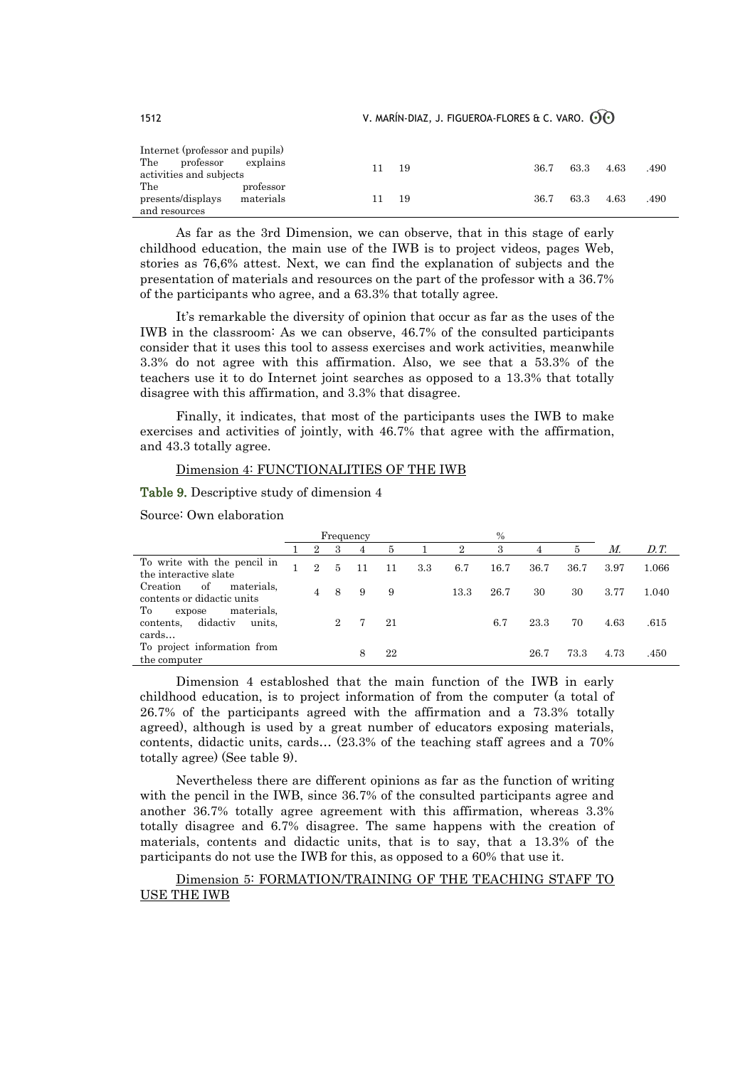| | Frequency | | | | | % | | | | | | |
|---|---|---|---|---|---|---|---|---|---|---|---|---|
| | 1 | 2 | 3 | 4 | 5 | 1 | 2 | 3 | 4 | 5 | *M.* | *D.T.* |
| Internet (professor and pupils) | | | | | | | | | | | | |
| The professor explains activities and subjects | | | | 11 | 19 | | | | 36.7 | 63.3 | 4.63 | .490 |
| The professor presents/displays materials and resources | | | | 11 | 19 | | | | 36.7 | 63.3 | 4.63 | .490 |

As far as the 3rd Dimension, we can observe, that in this stage of early childhood education, the main use of the IWB is to project videos, pages Web, stories as 76,6% attest. Next, we can find the explanation of subjects and the presentation of materials and resources on the part of the professor with a 36.7% of the participants who agree, and a 63.3% that totally agree.

It's remarkable the diversity of opinion that occur as far as the uses of the IWB in the classroom: As we can observe, 46.7% of the consulted participants consider that it uses this tool to assess exercises and work activities, meanwhile 3.3% do not agree with this affirmation. Also, we see that a 53.3% of the teachers use it to do Internet joint searches as opposed to a 13.3% that totally disagree with this affirmation, and 3.3% that disagree.

Finally, it indicates, that most of the participants uses the IWB to make exercises and activities of jointly, with 46.7% that agree with the affirmation, and 43.3 totally agree.

Dimension 4: FUNCTIONALITIES OF THE IWB

**Table 9.** Descriptive study of dimension 4

Source: Own elaboration

| | Frequency | | | | | % | | | | | | |
|---|---|---|---|---|---|---|---|---|---|---|---|---|
| | 1 | 2 | 3 | 4 | 5 | 1 | 2 | 3 | 4 | 5 | *M.* | *D.T.* |
| To write with the pencil in the interactive slate | 1 | 2 | 5 | 11 | 11 | 3.3 | 6.7 | 16.7 | 36.7 | 36.7 | 3.97 | 1.066 |
| Creation of materials, contents or didactic units | | 4 | 8 | 9 | 9 | | 13.3 | 26.7 | 30 | 30 | 3.77 | 1.040 |
| To expose materials, contents, didactiv units, cards… | | | 2 | 7 | 21 | | | 6.7 | 23.3 | 70 | 4.63 | .615 |
| To project information from the computer | | | | 8 | 22 | | | | 26.7 | 73.3 | 4.73 | .450 |

Dimension 4 establoshed that the main function of the IWB in early childhood education, is to project information of from the computer (a total of 26.7% of the participants agreed with the affirmation and a 73.3% totally agreed), although is used by a great number of educators exposing materials, contents, didactic units, cards… (23.3% of the teaching staff agrees and a 70% totally agree) (See table 9).

Nevertheless there are different opinions as far as the function of writing with the pencil in the IWB, since 36.7% of the consulted participants agree and another 36.7% totally agree agreement with this affirmation, whereas 3.3% totally disagree and 6.7% disagree. The same happens with the creation of materials, contents and didactic units, that is to say, that a 13.3% of the participants do not use the IWB for this, as opposed to a 60% that use it.

Dimension 5: FORMATION/TRAINING OF THE TEACHING STAFF TO USE THE IWB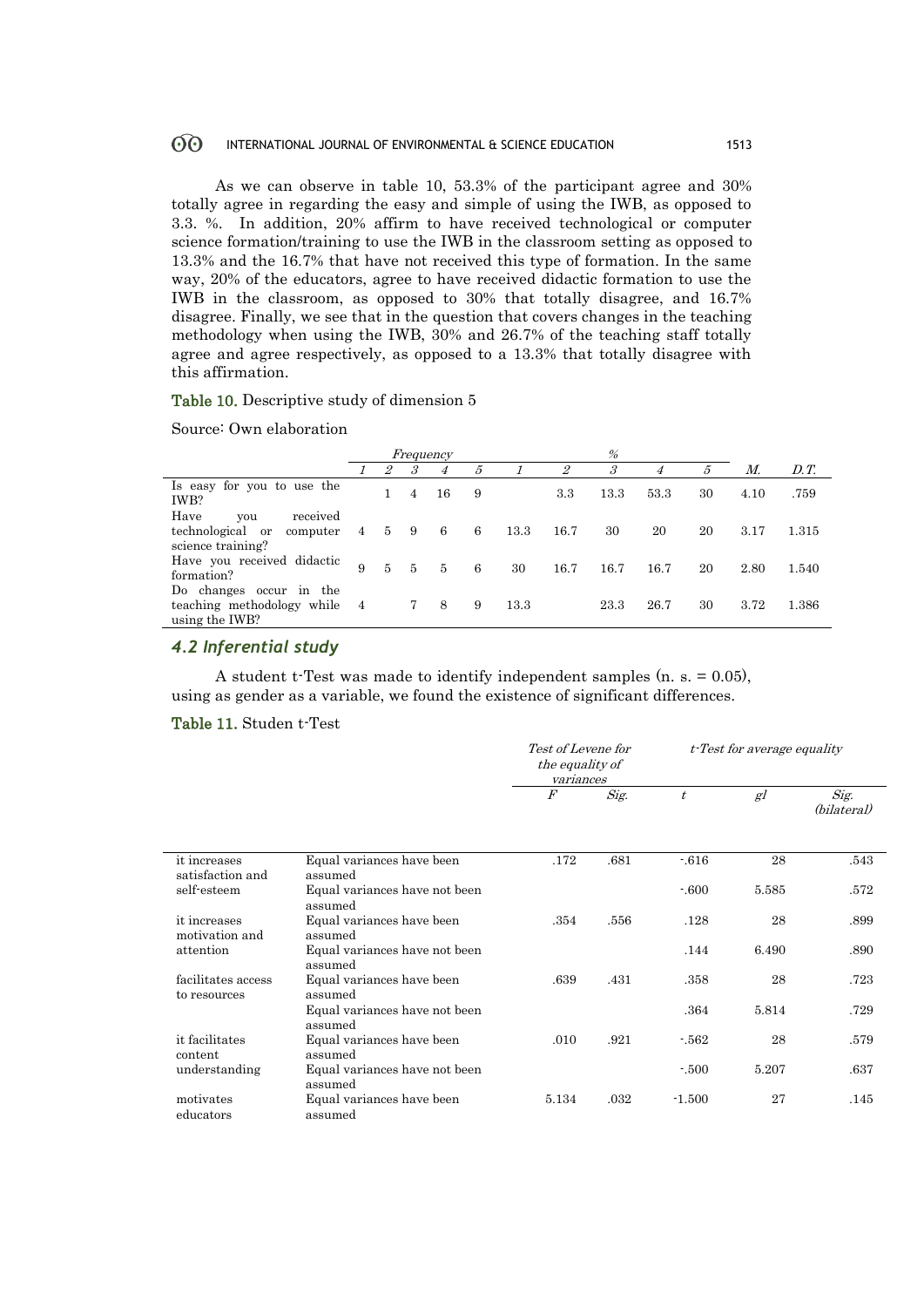As we can observe in table 10, 53.3% of the participant agree and 30% totally agree in regarding the easy and simple of using the IWB, as opposed to 3.3. %. In addition, 20% affirm to have received technological or computer science formation/training to use the IWB in the classroom setting as opposed to 13.3% and the 16.7% that have not received this type of formation. In the same way, 20% of the educators, agree to have received didactic formation to use the IWB in the classroom, as opposed to 30% that totally disagree, and 16.7% disagree. Finally, we see that in the question that covers changes in the teaching methodology when using the IWB, 30% and 26.7% of the teaching staff totally agree and agree respectively, as opposed to a 13.3% that totally disagree with this affirmation.

**Table 10.** Descriptive study of dimension 5

Source: Own elaboration

| | *Frequency* | | | | | *%* | | | | | | |
|---|---|---|---|---|---|---|---|---|---|---|---|---|
| | *1* | *2* | *3* | *4* | *5* | *1* | *2* | *3* | *4* | *5* | *M.* | *D.T.* |
| Is easy for you to use the IWB? | | 1 | 4 | 16 | 9 | | 3.3 | 13.3 | 53.3 | 30 | 4.10 | .759 |
| Have you received technological or computer science training? | 4 | 5 | 9 | 6 | 6 | 13.3 | 16.7 | 30 | 20 | 20 | 3.17 | 1.315 |
| Have you received didactic formation? | 9 | 5 | 5 | 5 | 6 | 30 | 16.7 | 16.7 | 16.7 | 20 | 2.80 | 1.540 |
| Do changes occur in the teaching methodology while using the IWB? | 4 | | 7 | 8 | 9 | 13.3 | | 23.3 | 26.7 | 30 | 3.72 | 1.386 |

### *4.2 Inferential study*

A student t-Test was made to identify independent samples (n. s. = 0.05), using as gender as a variable, we found the existence of significant differences.

**Table 11.** Studen t-Test

| | | *Test of Levene for the equality of variances* | | *t-Test for average equality* | | |
|---|---|---|---|---|---|---|
| | | *F* | *Sig.* | *t* | *gl* | *Sig. (bilateral)* |
| it increases satisfaction and self-esteem | Equal variances have been assumed | .172 | .681 | -.616 | 28 | .543 |
| | Equal variances have not been assumed | | | -.600 | 5.585 | .572 |
| it increases motivation and attention | Equal variances have been assumed | .354 | .556 | .128 | 28 | .899 |
| | Equal variances have not been assumed | | | .144 | 6.490 | .890 |
| facilitates access to resources | Equal variances have been assumed | .639 | .431 | .358 | 28 | .723 |
| | Equal variances have not been assumed | | | .364 | 5.814 | .729 |
| it facilitates content understanding | Equal variances have been assumed | .010 | .921 | -.562 | 28 | .579 |
| | Equal variances have not been assumed | | | -.500 | 5.207 | .637 |
| motivates educators | Equal variances have been assumed | 5.134 | .032 | -1.500 | 27 | .145 |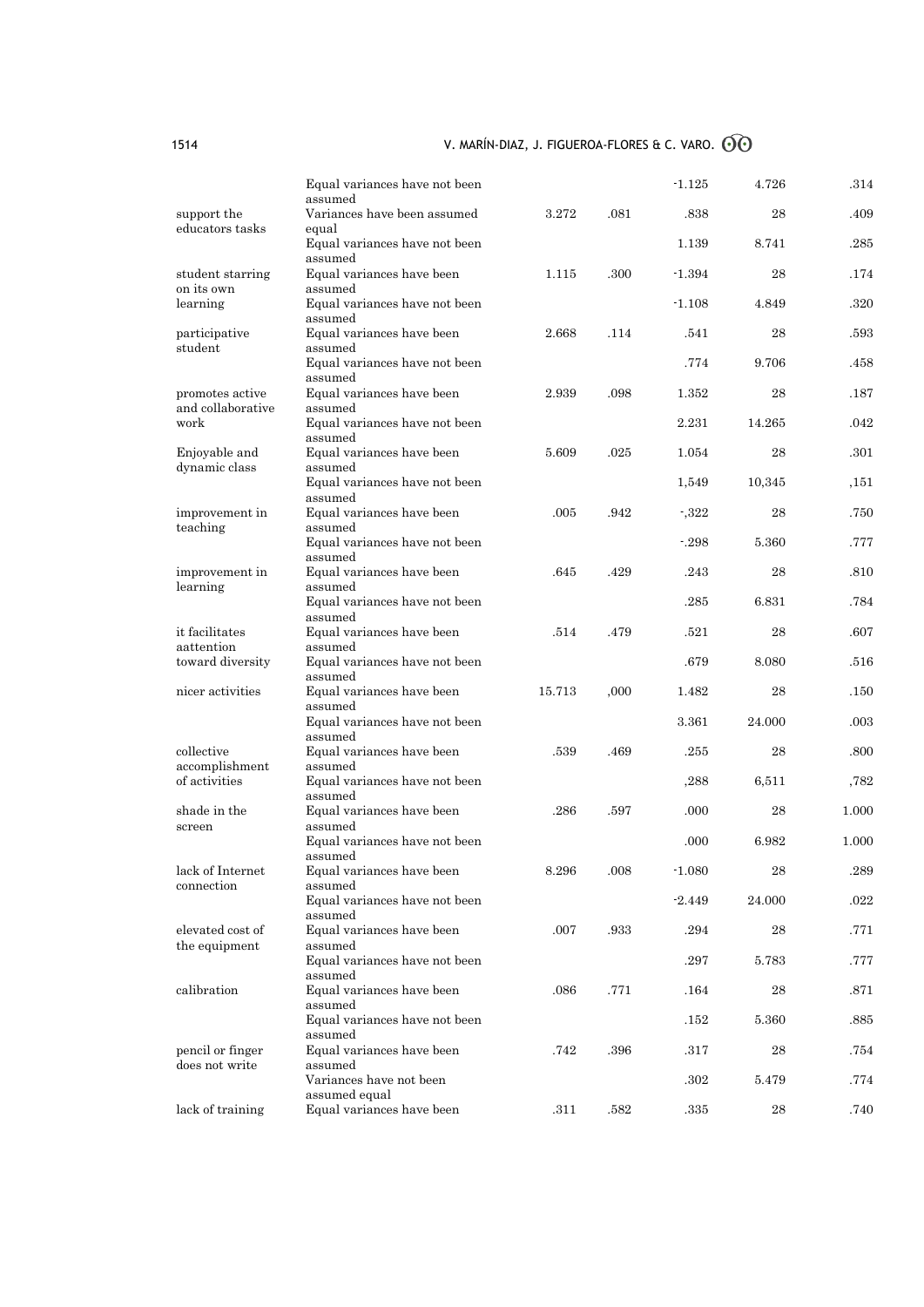| | | | | | | |
|---|---|---|---|---|---|---|
| | Equal variances have not been assumed | | | -1.125 | 4.726 | .314 |
| support the educators tasks | Variances have been assumed equal | 3.272 | .081 | .838 | 28 | .409 |
| | Equal variances have not been assumed | | | 1.139 | 8.741 | .285 |
| student starring on its own learning | Equal variances have been assumed | 1.115 | .300 | -1.394 | 28 | .174 |
| | Equal variances have not been assumed | | | -1.108 | 4.849 | .320 |
| participative student | Equal variances have been assumed | 2.668 | .114 | .541 | 28 | .593 |
| | Equal variances have not been assumed | | | .774 | 9.706 | .458 |
| promotes active and collaborative work | Equal variances have been assumed | 2.939 | .098 | 1.352 | 28 | .187 |
| | Equal variances have not been assumed | | | 2.231 | 14.265 | .042 |
| Enjoyable and dynamic class | Equal variances have been assumed | 5.609 | .025 | 1.054 | 28 | .301 |
| | Equal variances have not been assumed | | | 1,549 | 10,345 | ,151 |
| improvement in teaching | Equal variances have been assumed | .005 | .942 | -,322 | 28 | .750 |
| | Equal variances have not been assumed | | | -.298 | 5.360 | .777 |
| improvement in learning | Equal variances have been assumed | .645 | .429 | .243 | 28 | .810 |
| | Equal variances have not been assumed | | | .285 | 6.831 | .784 |
| it facilitates aattention toward diversity | Equal variances have been assumed | .514 | .479 | .521 | 28 | .607 |
| | Equal variances have not been assumed | | | .679 | 8.080 | .516 |
| nicer activities | Equal variances have been assumed | 15.713 | ,000 | 1.482 | 28 | .150 |
| | Equal variances have not been assumed | | | 3.361 | 24.000 | .003 |
| collective accomplishment of activities | Equal variances have been assumed | .539 | .469 | .255 | 28 | .800 |
| | Equal variances have not been assumed | | | ,288 | 6,511 | ,782 |
| shade in the screen | Equal variances have been assumed | .286 | .597 | .000 | 28 | 1.000 |
| | Equal variances have not been assumed | | | .000 | 6.982 | 1.000 |
| lack of Internet connection | Equal variances have been assumed | 8.296 | .008 | -1.080 | 28 | .289 |
| | Equal variances have not been assumed | | | -2.449 | 24.000 | .022 |
| elevated cost of the equipment | Equal variances have been assumed | .007 | .933 | .294 | 28 | .771 |
| | Equal variances have not been assumed | | | .297 | 5.783 | .777 |
| calibration | Equal variances have been assumed | .086 | .771 | .164 | 28 | .871 |
| | Equal variances have not been assumed | | | .152 | 5.360 | .885 |
| pencil or finger does not write | Equal variances have been assumed | .742 | .396 | .317 | 28 | .754 |
| | Variances have not been assumed equal | | | .302 | 5.479 | .774 |
| lack of training | Equal variances have been | .311 | .582 | .335 | 28 | .740 |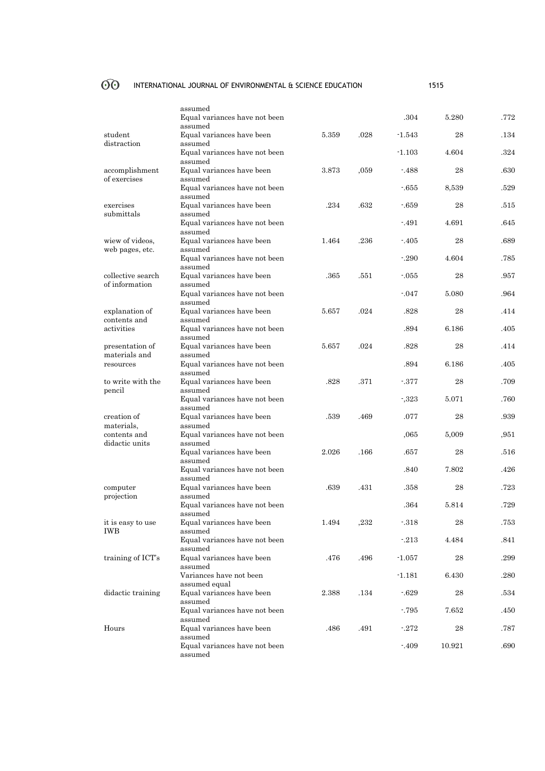| | | | | | | |
|---|---|---|---|---|---|---|
| | assumed | | | | | |
| | Equal variances have not been assumed | | | .304 | 5.280 | .772 |
| student distraction | Equal variances have been assumed | 5.359 | .028 | -1.543 | 28 | .134 |
| | Equal variances have not been assumed | | | -1.103 | 4.604 | .324 |
| accomplishment of exercises | Equal variances have been assumed | 3.873 | ,059 | -.488 | 28 | .630 |
| | Equal variances have not been assumed | | | -.655 | 8,539 | .529 |
| exercises submittals | Equal variances have been assumed | .234 | .632 | -.659 | 28 | .515 |
| | Equal variances have not been assumed | | | -.491 | 4.691 | .645 |
| wiew of videos, web pages, etc. | Equal variances have been assumed | 1.464 | .236 | -.405 | 28 | .689 |
| | Equal variances have not been assumed | | | -.290 | 4.604 | .785 |
| collective search of information | Equal variances have been assumed | .365 | .551 | -.055 | 28 | .957 |
| | Equal variances have not been assumed | | | -.047 | 5.080 | .964 |
| explanation of contents and activities | Equal variances have been assumed | 5.657 | .024 | .828 | 28 | .414 |
| | Equal variances have not been assumed | | | .894 | 6.186 | .405 |
| presentation of materials and resources | Equal variances have been assumed | 5.657 | .024 | .828 | 28 | .414 |
| | Equal variances have not been assumed | | | .894 | 6.186 | .405 |
| to write with the pencil | Equal variances have been assumed | .828 | .371 | -.377 | 28 | .709 |
| | Equal variances have not been assumed | | | -,323 | 5.071 | .760 |
| creation of materials, contents and didactic units | Equal variances have been assumed | .539 | .469 | .077 | 28 | .939 |
| | Equal variances have not been assumed | | | ,065 | 5,009 | ,951 |
| | Equal variances have been assumed | 2.026 | .166 | .657 | 28 | .516 |
| | Equal variances have not been assumed | | | .840 | 7.802 | .426 |
| computer projection | Equal variances have been assumed | .639 | .431 | .358 | 28 | .723 |
| | Equal variances have not been assumed | | | .364 | 5.814 | .729 |
| it is easy to use IWB | Equal variances have been assumed | 1.494 | ,232 | -.318 | 28 | .753 |
| | Equal variances have not been assumed | | | -.213 | 4.484 | .841 |
| training of ICT's | Equal variances have been assumed | .476 | .496 | -1.057 | 28 | .299 |
| | Variances have not been assumed equal | | | -1.181 | 6.430 | .280 |
| didactic training | Equal variances have been assumed | 2.388 | .134 | -.629 | 28 | .534 |
| | Equal variances have not been assumed | | | -.795 | 7.652 | .450 |
| Hours | Equal variances have been assumed | .486 | .491 | -.272 | 28 | .787 |
| | Equal variances have not been assumed | | | -.409 | 10.921 | .690 |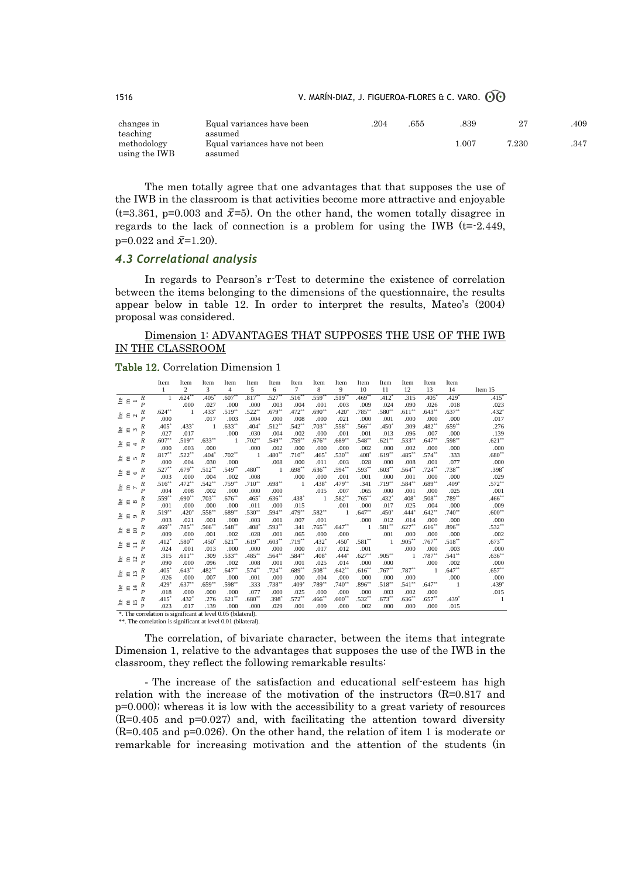| changes in teaching methodology using the IWB | Equal variances have been assumed | .204 | .655 | .839 | 27 | .409 |
|---|---|---|---|---|---|---|
| | Equal variances have not been assumed | | | 1.007 | 7.230 | .347 |

The men totally agree that one advantages that that supposes the use of the IWB in the classroom is that activities become more attractive and enjoyable (t=3.361, p=0.003 and $\bar{x}$=5). On the other hand, the women totally disagree in regards to the lack of connection is a problem for using the IWB (t=-2.449, p=0.022 and $\bar{x}$=1.20).

### 4.3 Correlational analysis

In regards to Pearson's r-Test to determine the existence of correlation between the items belonging to the dimensions of the questionnaire, the results appear below in table 12. In order to interpret the results, Mateo's (2004) proposal was considered.

Dimension 1: ADVANTAGES THAT SUPPOSES THE USE OF THE IWB IN THE CLASSROOM

**Table 12.** Correlation Dimension 1

| | | Item 1 | Item 2 | Item 3 | Item 4 | Item 5 | Item 6 | Item 7 | Item 8 | Item 9 | Item 10 | Item 11 | Item 12 | Item 13 | Item 14 | Item 15 |
|---|---|---|---|---|---|---|---|---|---|---|---|---|---|---|---|---|
| Item 1 | R | 1 | .624** | .405* | .607** | .817** | .527** | .516** | .559** | .519** | .469** | .412* | .315 | .405* | .429* | .415* |
| | P | | .000 | .027 | .000 | .000 | .003 | .004 | .001 | .003 | .009 | .024 | .090 | .026 | .018 | .023 |
| Item 2 | R | .624** | 1 | .433* | .519** | .522** | .679** | .472** | .690** | .420* | .785** | .580** | .611** | .643** | .637** | .432* |
| | P | .000 | | .017 | .003 | .004 | .000 | .008 | .000 | .021 | .000 | .001 | .000 | .000 | .000 | .017 |
| Item 3 | R | .405* | .433* | 1 | .633** | .404* | .512** | .542** | .703** | .558** | .566** | .450* | .309 | .482** | .659** | .276 |
| | P | .027 | .017 | | .000 | .030 | .004 | .002 | .000 | .001 | .001 | .013 | .096 | .007 | .000 | .139 |
| Item 4 | R | .607** | .519** | .633** | 1 | .702** | .549** | .759** | .676** | .689** | .548** | .621** | .533** | .647** | .598** | .621** |
| | P | .000 | .003 | .000 | | .000 | .002 | .000 | .000 | .000 | .002 | .000 | .002 | .000 | .000 | .000 |
| Item 5 | R | .817** | .522** | .404* | .702** | 1 | .480** | .710** | .465* | .530** | .408* | .619** | .485** | .574** | .333 | .680** |
| | P | .000 | .004 | .030 | .000 | | .008 | .000 | .011 | .003 | .028 | .000 | .008 | .001 | .077 | .000 |
| Item 6 | R | .527** | .679** | .512** | .549** | .480** | 1 | .698** | .636** | .594** | .593** | .603** | .564** | .724** | .738** | .398* |
| | P | .003 | .000 | .004 | .002 | .008 | | .000 | .000 | .001 | .001 | .000 | .001 | .000 | .000 | .029 |
| Item 7 | R | .516** | .472** | .542** | .759** | .710** | .698** | 1 | .438* | .479** | .341 | .719** | .584** | .689** | .409* | .572** |
| | P | .004 | .008 | .002 | .000 | .000 | .000 | | .015 | .007 | .065 | .000 | .001 | .000 | .025 | .001 |
| Item 8 | R | .559** | .690** | .703** | .676** | .465* | .636** | .438* | 1 | .582** | .765** | .432* | .408* | .508** | .789** | .466** |
| | P | .001 | .000 | .000 | .000 | .011 | .000 | .015 | | .001 | .000 | .017 | .025 | .004 | .000 | .009 |
| Item 9 | R | .519** | .420* | .558** | .689** | .530** | .594** | .479** | .582** | 1 | .647** | .450* | .444* | .642** | .740** | .600** |
| | P | .003 | .021 | .001 | .000 | .003 | .001 | .007 | .001 | | .000 | .012 | .014 | .000 | .000 | .000 |
| Item 10 | R | .469** | .785** | .566** | .548** | .408* | .593** | .341 | .765** | .647** | 1 | .581** | .627** | .616** | .896** | .532** |
| | P | .009 | .000 | .001 | .002 | .028 | .001 | .065 | .000 | .000 | | .001 | .000 | .000 | .000 | .002 |
| Item 11 | R | .412* | .580** | .450* | .621** | .619** | .603** | .719** | .432* | .450* | .581** | 1 | .905** | .767** | .518** | .673** |
| | P | .024 | .001 | .013 | .000 | .000 | .000 | .000 | .017 | .012 | .001 | | .000 | .000 | .003 | .000 |
| Item 12 | R | .315 | .611** | .309 | .533** | .485** | .564** | .584** | .408* | .444* | .627** | .905** | 1 | .787** | .541** | .636** |
| | P | .090 | .000 | .096 | .002 | .008 | .001 | .001 | .025 | .014 | .000 | .000 | | .000 | .002 | .000 |
| Item 13 | R | .405* | .643** | .482** | .647** | .574** | .724** | .689** | .508** | .642** | .616** | .767** | .787** | 1 | .647** | .657** |
| | P | .026 | .000 | .007 | .000 | .001 | .000 | .000 | .004 | .000 | .000 | .000 | .000 | | .000 | .000 |
| Item 14 | R | .429* | .637** | .659** | .598** | .333 | .738** | .409* | .789** | .740** | .896** | .518** | .541** | .647** | 1 | .439* |
| | P | .018 | .000 | .000 | .000 | .077 | .000 | .025 | .000 | .000 | .000 | .003 | .002 | .000 | | .015 |
| Item 15 | R | .415* | .432* | .276 | .621** | .680** | .398* | .572** | .466** | .600** | .532** | .673** | .636** | .657** | .439* | 1 |
| | P | .023 | .017 | .139 | .000 | .000 | .029 | .001 | .009 | .000 | .002 | .000 | .000 | .000 | .015 | |

*. The correlation is significant at level 0.05 (bilateral).
**. The correlation is significant at level 0.01 (bilateral).

The correlation, of bivariate character, between the items that integrate Dimension 1, relative to the advantages that supposes the use of the IWB in the classroom, they reflect the following remarkable results:

- The increase of the satisfaction and educational self-esteem has high relation with the increase of the motivation of the instructors (R=0.817 and p=0.000); whereas it is low with the accessibility to a great variety of resources (R=0.405 and p=0.027) and, with facilitating the attention toward diversity (R=0.405 and p=0.026). On the other hand, the relation of item 1 is moderate or remarkable for increasing motivation and the attention of the students (in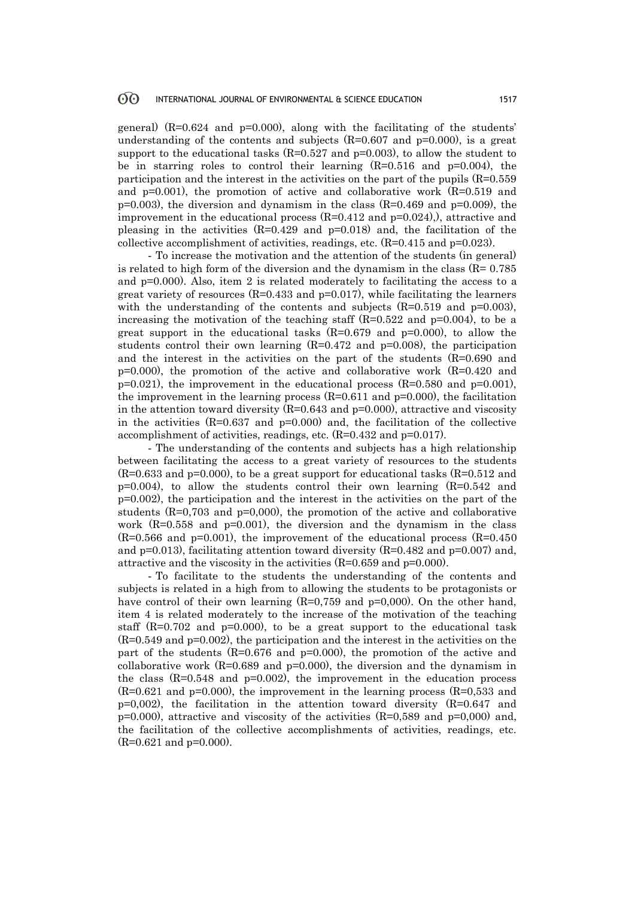general) ($R=0.624$ and $p=0.000$), along with the facilitating of the students' understanding of the contents and subjects ($R=0.607$ and $p=0.000$), is a great support to the educational tasks ($R=0.527$ and $p=0.003$), to allow the student to be in starring roles to control their learning ($R=0.516$ and $p=0.004$), the participation and the interest in the activities on the part of the pupils ($R=0.559$ and $p=0.001$), the promotion of active and collaborative work ($R=0.519$ and $p=0.003$), the diversion and dynamism in the class ($R=0.469$ and $p=0.009$), the improvement in the educational process ($R=0.412$ and $p=0.024$),), attractive and pleasing in the activities ($R=0.429$ and $p=0.018$) and, the facilitation of the collective accomplishment of activities, readings, etc. ($R=0.415$ and $p=0.023$).

- To increase the motivation and the attention of the students (in general) is related to high form of the diversion and the dynamism in the class ($R= 0.785$ and $p=0.000$). Also, item 2 is related moderately to facilitating the access to a great variety of resources ($R=0.433$ and $p=0.017$), while facilitating the learners with the understanding of the contents and subjects ($R=0.519$ and $p=0.003$), increasing the motivation of the teaching staff ($R=0.522$ and $p=0.004$), to be a great support in the educational tasks ($R=0.679$ and $p=0.000$), to allow the students control their own learning ($R=0.472$ and $p=0.008$), the participation and the interest in the activities on the part of the students ($R=0.690$ and $p=0.000$), the promotion of the active and collaborative work ($R=0.420$ and $p=0.021$), the improvement in the educational process ($R=0.580$ and $p=0.001$), the improvement in the learning process ($R=0.611$ and $p=0.000$), the facilitation in the attention toward diversity ($R=0.643$ and $p=0.000$), attractive and viscosity in the activities ($R=0.637$ and $p=0.000$) and, the facilitation of the collective accomplishment of activities, readings, etc. ($R=0.432$ and $p=0.017$).

- The understanding of the contents and subjects has a high relationship between facilitating the access to a great variety of resources to the students ($R=0.633$ and $p=0.000$), to be a great support for educational tasks ($R=0.512$ and $p=0.004$), to allow the students control their own learning ($R=0.542$ and $p=0.002$), the participation and the interest in the activities on the part of the students ($R=0,703$ and $p=0,000$), the promotion of the active and collaborative work ($R=0.558$ and $p=0.001$), the diversion and the dynamism in the class ($R=0.566$ and $p=0.001$), the improvement of the educational process ($R=0.450$ and $p=0.013$), facilitating attention toward diversity ($R=0.482$ and $p=0.007$) and, attractive and the viscosity in the activities ($R=0.659$ and $p=0.000$).

- To facilitate to the students the understanding of the contents and subjects is related in a high from to allowing the students to be protagonists or have control of their own learning ($R=0,759$ and $p=0,000$). On the other hand, item 4 is related moderately to the increase of the motivation of the teaching staff ($R=0.702$ and $p=0.000$), to be a great support to the educational task ($R=0.549$ and $p=0.002$), the participation and the interest in the activities on the part of the students ($R=0.676$ and $p=0.000$), the promotion of the active and collaborative work ($R=0.689$ and $p=0.000$), the diversion and the dynamism in the class ($R=0.548$ and $p=0.002$), the improvement in the education process ($R=0.621$ and $p=0.000$), the improvement in the learning process ($R=0,533$ and $p=0,002$), the facilitation in the attention toward diversity ($R=0.647$ and $p=0.000$), attractive and viscosity of the activities ($R=0,589$ and $p=0,000$) and, the facilitation of the collective accomplishments of activities, readings, etc. ($R=0.621$ and $p=0.000$).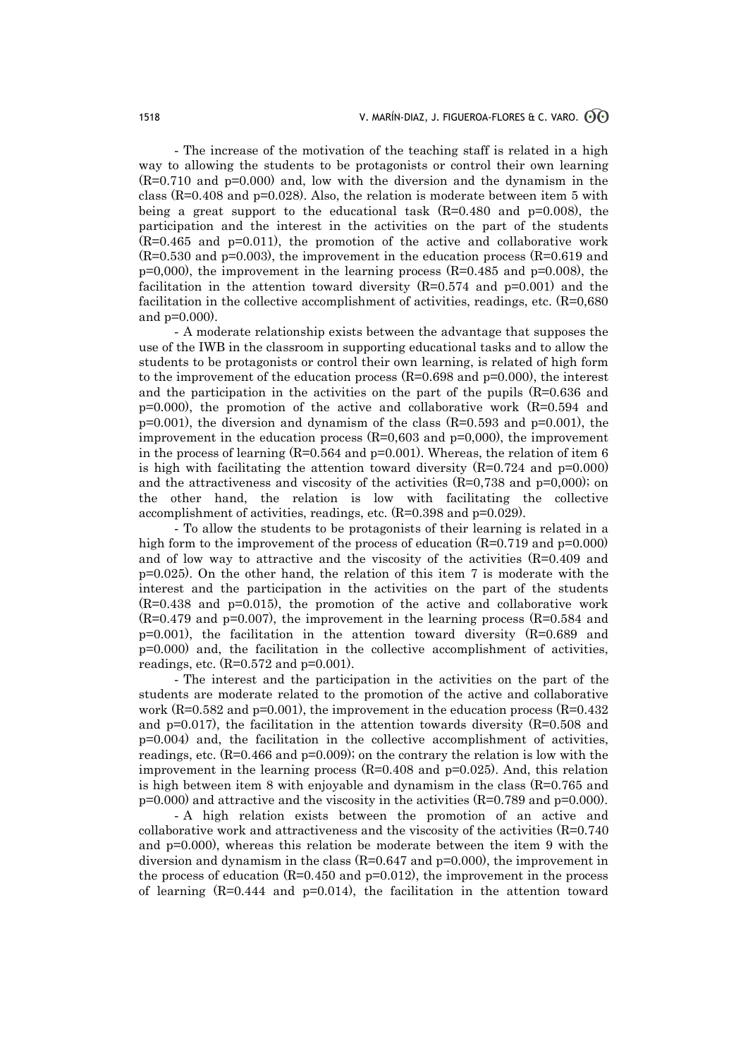- The increase of the motivation of the teaching staff is related in a high way to allowing the students to be protagonists or control their own learning ($R=0.710$ and $p=0.000$) and, low with the diversion and the dynamism in the class ($R=0.408$ and $p=0.028$). Also, the relation is moderate between item 5 with being a great support to the educational task ($R=0.480$ and $p=0.008$), the participation and the interest in the activities on the part of the students ($R=0.465$ and $p=0.011$), the promotion of the active and collaborative work ($R=0.530$ and $p=0.003$), the improvement in the education process ($R=0.619$ and $p=0{,}000$), the improvement in the learning process ($R=0.485$ and $p=0.008$), the facilitation in the attention toward diversity ($R=0.574$ and $p=0.001$) and the facilitation in the collective accomplishment of activities, readings, etc. ($R=0{,}680$ and $p=0.000$).

- A moderate relationship exists between the advantage that supposes the use of the IWB in the classroom in supporting educational tasks and to allow the students to be protagonists or control their own learning, is related of high form to the improvement of the education process ($R=0.698$ and $p=0.000$), the interest and the participation in the activities on the part of the pupils ($R=0.636$ and $p=0.000$), the promotion of the active and collaborative work ($R=0.594$ and $p=0.001$), the diversion and dynamism of the class ($R=0.593$ and $p=0.001$), the improvement in the education process ($R=0{,}603$ and $p=0{,}000$), the improvement in the process of learning ($R=0.564$ and $p=0.001$). Whereas, the relation of item 6 is high with facilitating the attention toward diversity ($R=0.724$ and $p=0.000$) and the attractiveness and viscosity of the activities ($R=0{,}738$ and $p=0{,}000$); on the other hand, the relation is low with facilitating the collective accomplishment of activities, readings, etc. ($R=0.398$ and $p=0.029$).

- To allow the students to be protagonists of their learning is related in a high form to the improvement of the process of education ($R=0.719$ and $p=0.000$) and of low way to attractive and the viscosity of the activities ($R=0.409$ and $p=0.025$). On the other hand, the relation of this item 7 is moderate with the interest and the participation in the activities on the part of the students ($R=0.438$ and $p=0.015$), the promotion of the active and collaborative work ($R=0.479$ and $p=0.007$), the improvement in the learning process ($R=0.584$ and $p=0.001$), the facilitation in the attention toward diversity ($R=0.689$ and $p=0.000$) and, the facilitation in the collective accomplishment of activities, readings, etc. ($R=0.572$ and $p=0.001$).

- The interest and the participation in the activities on the part of the students are moderate related to the promotion of the active and collaborative work ($R=0.582$ and $p=0.001$), the improvement in the education process ($R=0.432$ and $p=0.017$), the facilitation in the attention towards diversity ($R=0.508$ and $p=0.004$) and, the facilitation in the collective accomplishment of activities, readings, etc. ($R=0.466$ and $p=0.009$); on the contrary the relation is low with the improvement in the learning process ($R=0.408$ and $p=0.025$). And, this relation is high between item 8 with enjoyable and dynamism in the class ($R=0.765$ and $p=0.000$) and attractive and the viscosity in the activities ($R=0.789$ and $p=0.000$).

- A high relation exists between the promotion of an active and collaborative work and attractiveness and the viscosity of the activities ($R=0.740$ and $p=0.000$), whereas this relation be moderate between the item 9 with the diversion and dynamism in the class ($R=0.647$ and $p=0.000$), the improvement in the process of education ($R=0.450$ and $p=0.012$), the improvement in the process of learning ($R=0.444$ and $p=0.014$), the facilitation in the attention toward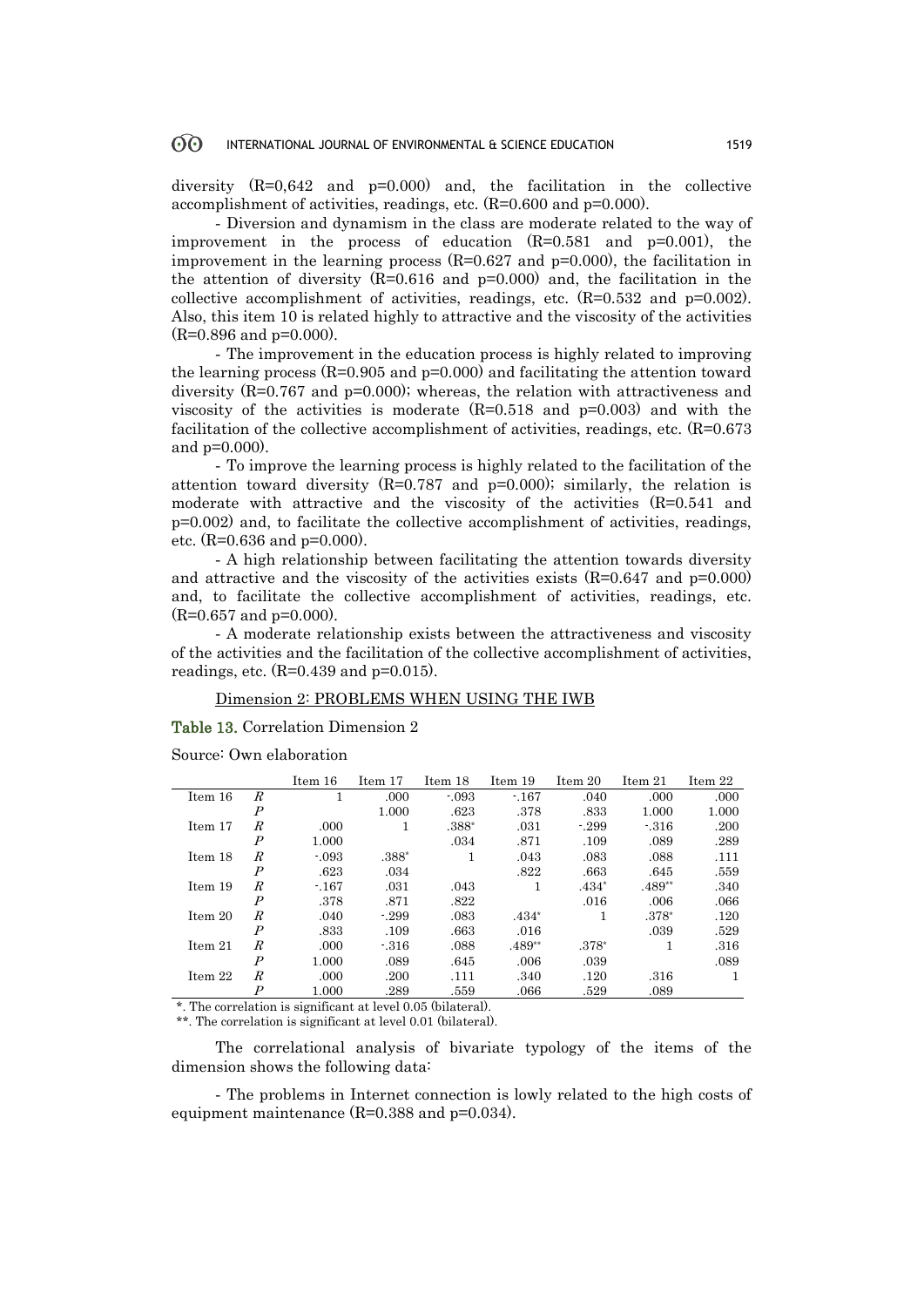diversity (R=0,642 and p=0.000) and, the facilitation in the collective accomplishment of activities, readings, etc. (R=0.600 and p=0.000).

- Diversion and dynamism in the class are moderate related to the way of improvement in the process of education (R=0.581 and p=0.001), the improvement in the learning process (R=0.627 and p=0.000), the facilitation in the attention of diversity (R=0.616 and p=0.000) and, the facilitation in the collective accomplishment of activities, readings, etc. (R=0.532 and p=0.002). Also, this item 10 is related highly to attractive and the viscosity of the activities (R=0.896 and p=0.000).

- The improvement in the education process is highly related to improving the learning process (R=0.905 and p=0.000) and facilitating the attention toward diversity (R=0.767 and p=0.000); whereas, the relation with attractiveness and viscosity of the activities is moderate (R=0.518 and p=0.003) and with the facilitation of the collective accomplishment of activities, readings, etc. (R=0.673 and p=0.000).

- To improve the learning process is highly related to the facilitation of the attention toward diversity (R=0.787 and p=0.000); similarly, the relation is moderate with attractive and the viscosity of the activities (R=0.541 and p=0.002) and, to facilitate the collective accomplishment of activities, readings, etc. (R=0.636 and p=0.000).

- A high relationship between facilitating the attention towards diversity and attractive and the viscosity of the activities exists (R=0.647 and p=0.000) and, to facilitate the collective accomplishment of activities, readings, etc. (R=0.657 and p=0.000).

- A moderate relationship exists between the attractiveness and viscosity of the activities and the facilitation of the collective accomplishment of activities, readings, etc. (R=0.439 and p=0.015).

Dimension 2: PROBLEMS WHEN USING THE IWB

**Table 13.** Correlation Dimension 2

Source: Own elaboration

| | | Item 16 | Item 17 | Item 18 | Item 19 | Item 20 | Item 21 | Item 22 |
|---|---|---|---|---|---|---|---|---|
| Item 16 | *R* | 1 | .000 | -.093 | -.167 | .040 | .000 | .000 |
| | *P* | | 1.000 | .623 | .378 | .833 | 1.000 | 1.000 |
| Item 17 | *R* | .000 | 1 | .388* | .031 | -.299 | -.316 | .200 |
| | *P* | 1.000 | | .034 | .871 | .109 | .089 | .289 |
| Item 18 | *R* | -.093 | .388* | 1 | .043 | .083 | .088 | .111 |
| | *P* | .623 | .034 | | .822 | .663 | .645 | .559 |
| Item 19 | *R* | -.167 | .031 | .043 | 1 | .434* | .489** | .340 |
| | *P* | .378 | .871 | .822 | | .016 | .006 | .066 |
| Item 20 | *R* | .040 | -.299 | .083 | .434* | 1 | .378* | .120 |
| | *P* | .833 | .109 | .663 | .016 | | .039 | .529 |
| Item 21 | *R* | .000 | -.316 | .088 | .489** | .378* | 1 | .316 |
| | *P* | 1.000 | .089 | .645 | .006 | .039 | | .089 |
| Item 22 | *R* | .000 | .200 | .111 | .340 | .120 | .316 | 1 |
| | *P* | 1.000 | .289 | .559 | .066 | .529 | .089 | |

*. The correlation is significant at level 0.05 (bilateral).

**. The correlation is significant at level 0.01 (bilateral).

The correlational analysis of bivariate typology of the items of the dimension shows the following data:

- The problems in Internet connection is lowly related to the high costs of equipment maintenance (R=0.388 and p=0.034).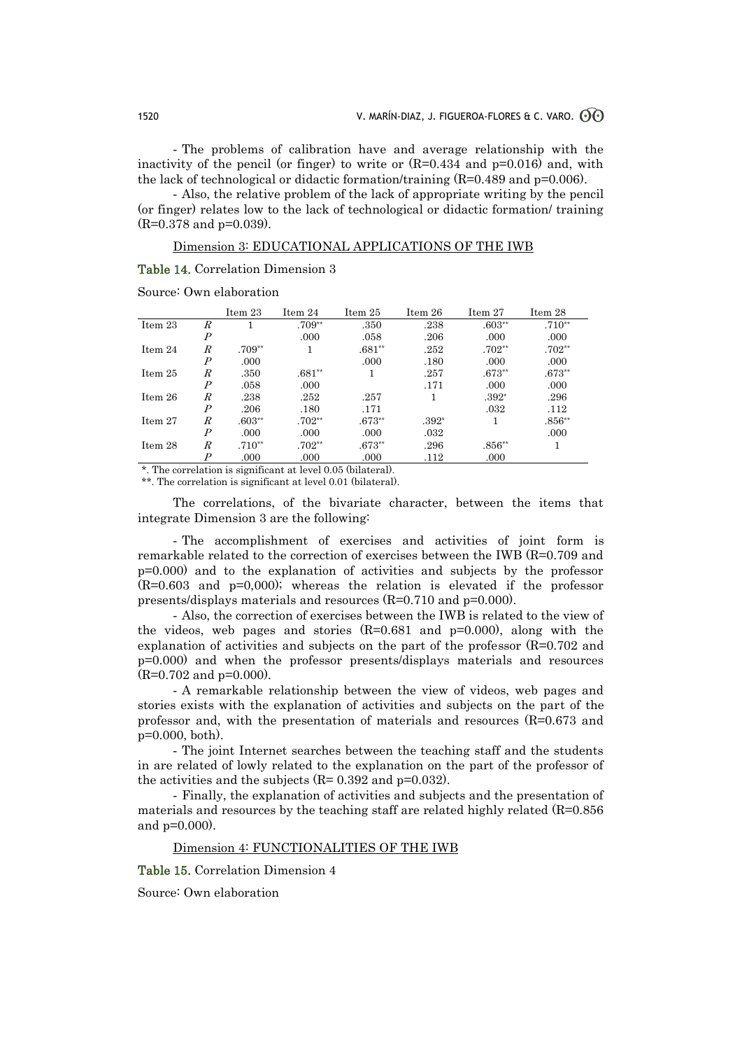- The problems of calibration have and average relationship with the inactivity of the pencil (or finger) to write or (R=0.434 and p=0.016) and, with the lack of technological or didactic formation/training (R=0.489 and p=0.006).

- Also, the relative problem of the lack of appropriate writing by the pencil (or finger) relates low to the lack of technological or didactic formation/ training (R=0.378 and p=0.039).

<u>Dimension 3: EDUCATIONAL APPLICATIONS OF THE IWB</u>

**Table 14.** Correlation Dimension 3

Source: Own elaboration

| | | Item 23 | Item 24 | Item 25 | Item 26 | Item 27 | Item 28 |
|---|---|---|---|---|---|---|---|
| Item 23 | *R* | 1 | .709** | .350 | .238 | .603** | .710** |
| | *P* | | .000 | .058 | .206 | .000 | .000 |
| Item 24 | *R* | .709** | 1 | .681** | .252 | .702** | .702** |
| | *P* | .000 | | .000 | .180 | .000 | .000 |
| Item 25 | *R* | .350 | .681** | 1 | .257 | .673** | .673** |
| | *P* | .058 | .000 | | .171 | .000 | .000 |
| Item 26 | *R* | .238 | .252 | .257 | 1 | .392* | .296 |
| | *P* | .206 | .180 | .171 | | .032 | .112 |
| Item 27 | *R* | .603** | .702** | .673** | .392* | 1 | .856** |
| | *P* | .000 | .000 | .000 | .032 | | .000 |
| Item 28 | *R* | .710** | .702** | .673** | .296 | .856** | 1 |
| | *P* | .000 | .000 | .000 | .112 | .000 | |

*. The correlation is significant at level 0.05 (bilateral).

**. The correlation is significant at level 0.01 (bilateral).

The correlations, of the bivariate character, between the items that integrate Dimension 3 are the following:

- The accomplishment of exercises and activities of joint form is remarkable related to the correction of exercises between the IWB (R=0.709 and p=0.000) and to the explanation of activities and subjects by the professor (R=0.603 and p=0,000); whereas the relation is elevated if the professor presents/displays materials and resources (R=0.710 and p=0.000).

- Also, the correction of exercises between the IWB is related to the view of the videos, web pages and stories (R=0.681 and p=0.000), along with the explanation of activities and subjects on the part of the professor (R=0.702 and p=0.000) and when the professor presents/displays materials and resources (R=0.702 and p=0.000).

- A remarkable relationship between the view of videos, web pages and stories exists with the explanation of activities and subjects on the part of the professor and, with the presentation of materials and resources (R=0.673 and p=0.000, both).

- The joint Internet searches between the teaching staff and the students in are related of lowly related to the explanation on the part of the professor of the activities and the subjects (R= 0.392 and p=0.032).

- Finally, the explanation of activities and subjects and the presentation of materials and resources by the teaching staff are related highly related (R=0.856 and p=0.000).

<u>Dimension 4: FUNCTIONALITIES OF THE IWB</u>

**Table 15.** Correlation Dimension 4

Source: Own elaboration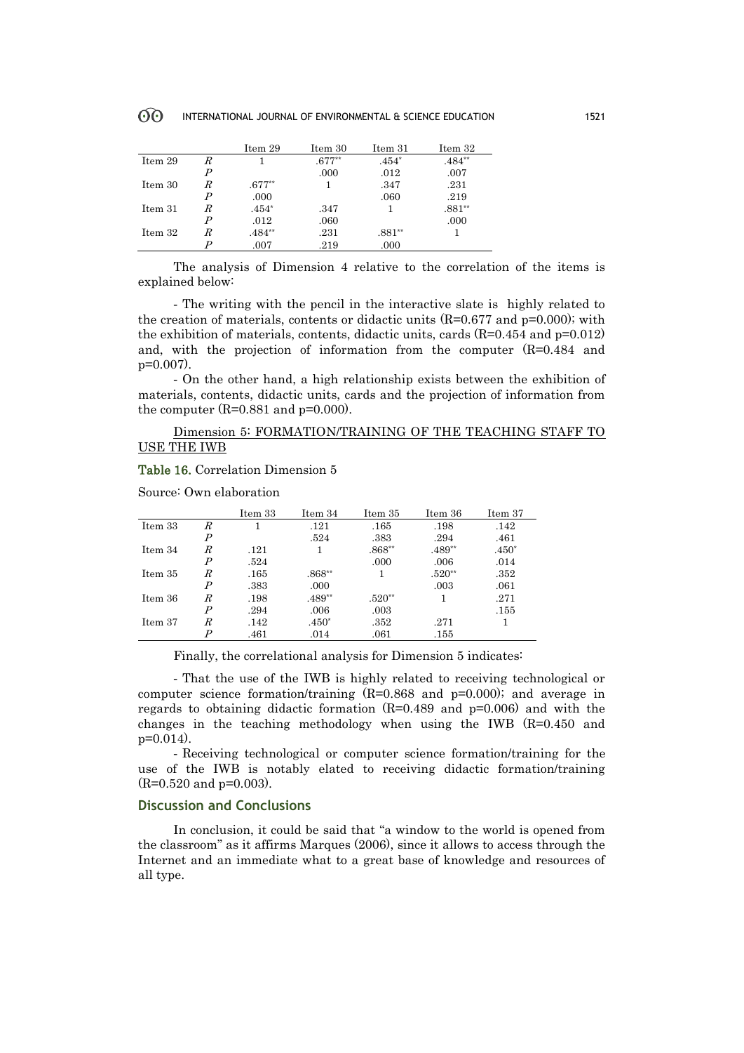|  |  | Item 29 | Item 30 | Item 31 | Item 32 |
|---|---|---|---|---|---|
| Item 29 | *R* | 1 | .677** | .454* | .484** |
|  | *P* |  | .000 | .012 | .007 |
| Item 30 | *R* | .677** | 1 | .347 | .231 |
|  | *P* | .000 |  | .060 | .219 |
| Item 31 | *R* | .454* | .347 | 1 | .881** |
|  | *P* | .012 | .060 |  | .000 |
| Item 32 | *R* | .484** | .231 | .881** | 1 |
|  | *P* | .007 | .219 | .000 |  |

The analysis of Dimension 4 relative to the correlation of the items is explained below:

- The writing with the pencil in the interactive slate is highly related to the creation of materials, contents or didactic units (R=0.677 and p=0.000); with the exhibition of materials, contents, didactic units, cards (R=0.454 and p=0.012) and, with the projection of information from the computer (R=0.484 and p=0.007).

- On the other hand, a high relationship exists between the exhibition of materials, contents, didactic units, cards and the projection of information from the computer (R=0.881 and p=0.000).

<u>Dimension 5: FORMATION/TRAINING OF THE TEACHING STAFF TO USE THE IWB</u>

**Table 16.** Correlation Dimension 5

Source: Own elaboration

|  |  | Item 33 | Item 34 | Item 35 | Item 36 | Item 37 |
|---|---|---|---|---|---|---|
| Item 33 | *R* | 1 | .121 | .165 | .198 | .142 |
|  | *P* |  | .524 | .383 | .294 | .461 |
| Item 34 | *R* | .121 | 1 | .868** | .489** | .450* |
|  | *P* | .524 |  | .000 | .006 | .014 |
| Item 35 | *R* | .165 | .868** | 1 | .520** | .352 |
|  | *P* | .383 | .000 |  | .003 | .061 |
| Item 36 | *R* | .198 | .489** | .520** | 1 | .271 |
|  | *P* | .294 | .006 | .003 |  | .155 |
| Item 37 | *R* | .142 | .450* | .352 | .271 | 1 |
|  | *P* | .461 | .014 | .061 | .155 |  |

Finally, the correlational analysis for Dimension 5 indicates:

- That the use of the IWB is highly related to receiving technological or computer science formation/training (R=0.868 and p=0.000); and average in regards to obtaining didactic formation (R=0.489 and p=0.006) and with the changes in the teaching methodology when using the IWB (R=0.450 and p=0.014).

- Receiving technological or computer science formation/training for the use of the IWB is notably elated to receiving didactic formation/training (R=0.520 and p=0.003).

## Discussion and Conclusions

In conclusion, it could be said that "a window to the world is opened from the classroom" as it affirms Marques (2006), since it allows to access through the Internet and an immediate what to a great base of knowledge and resources of all type.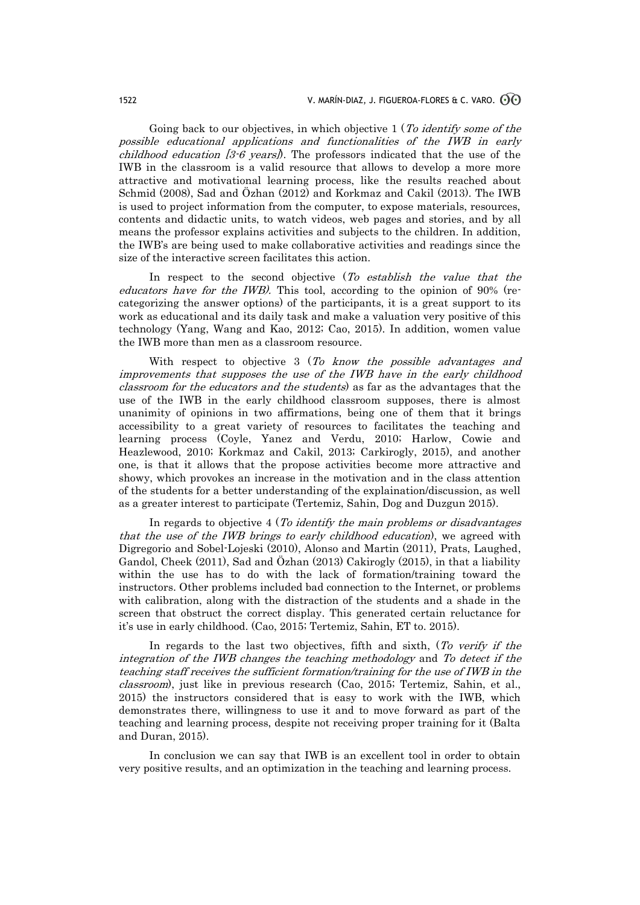Going back to our objectives, in which objective 1 (*To identify some of the possible educational applications and functionalities of the IWB in early childhood education [3-6 years]*). The professors indicated that the use of the IWB in the classroom is a valid resource that allows to develop a more more attractive and motivational learning process, like the results reached about Schmid (2008), Sad and Özhan (2012) and Korkmaz and Cakil (2013). The IWB is used to project information from the computer, to expose materials, resources, contents and didactic units, to watch videos, web pages and stories, and by all means the professor explains activities and subjects to the children. In addition, the IWB's are being used to make collaborative activities and readings since the size of the interactive screen facilitates this action.

In respect to the second objective (*To establish the value that the educators have for the IWB).* This tool, according to the opinion of 90% (re-categorizing the answer options) of the participants, it is a great support to its work as educational and its daily task and make a valuation very positive of this technology (Yang, Wang and Kao, 2012; Cao, 2015). In addition, women value the IWB more than men as a classroom resource.

With respect to objective 3 (*To know the possible advantages and improvements that supposes the use of the IWB have in the early childhood classroom for the educators and the students*) as far as the advantages that the use of the IWB in the early childhood classroom supposes, there is almost unanimity of opinions in two affirmations, being one of them that it brings accessibility to a great variety of resources to facilitates the teaching and learning process (Coyle, Yanez and Verdu, 2010; Harlow, Cowie and Heazlewood, 2010; Korkmaz and Cakil, 2013; Carkirogly, 2015), and another one, is that it allows that the propose activities become more attractive and showy, which provokes an increase in the motivation and in the class attention of the students for a better understanding of the explaination/discussion, as well as a greater interest to participate (Tertemiz, Sahin, Dog and Duzgun 2015).

In regards to objective 4 (*To identify the main problems or disadvantages that the use of the IWB brings to early childhood education*), we agreed with Digregorio and Sobel-Lojeski (2010), Alonso and Martin (2011), Prats, Laughed, Gandol, Cheek (2011), Sad and Özhan (2013) Cakirogly (2015), in that a liability within the use has to do with the lack of formation/training toward the instructors. Other problems included bad connection to the Internet, or problems with calibration, along with the distraction of the students and a shade in the screen that obstruct the correct display. This generated certain reluctance for it's use in early childhood. (Cao, 2015; Tertemiz, Sahin, ET to. 2015).

In regards to the last two objectives, fifth and sixth, (*To verify if the integration of the IWB changes the teaching methodology* and *To detect if the teaching staff receives the sufficient formation/training for the use of IWB in the classroom*), just like in previous research (Cao, 2015; Tertemiz, Sahin, et al., 2015) the instructors considered that is easy to work with the IWB, which demonstrates there, willingness to use it and to move forward as part of the teaching and learning process, despite not receiving proper training for it (Balta and Duran, 2015).

In conclusion we can say that IWB is an excellent tool in order to obtain very positive results, and an optimization in the teaching and learning process.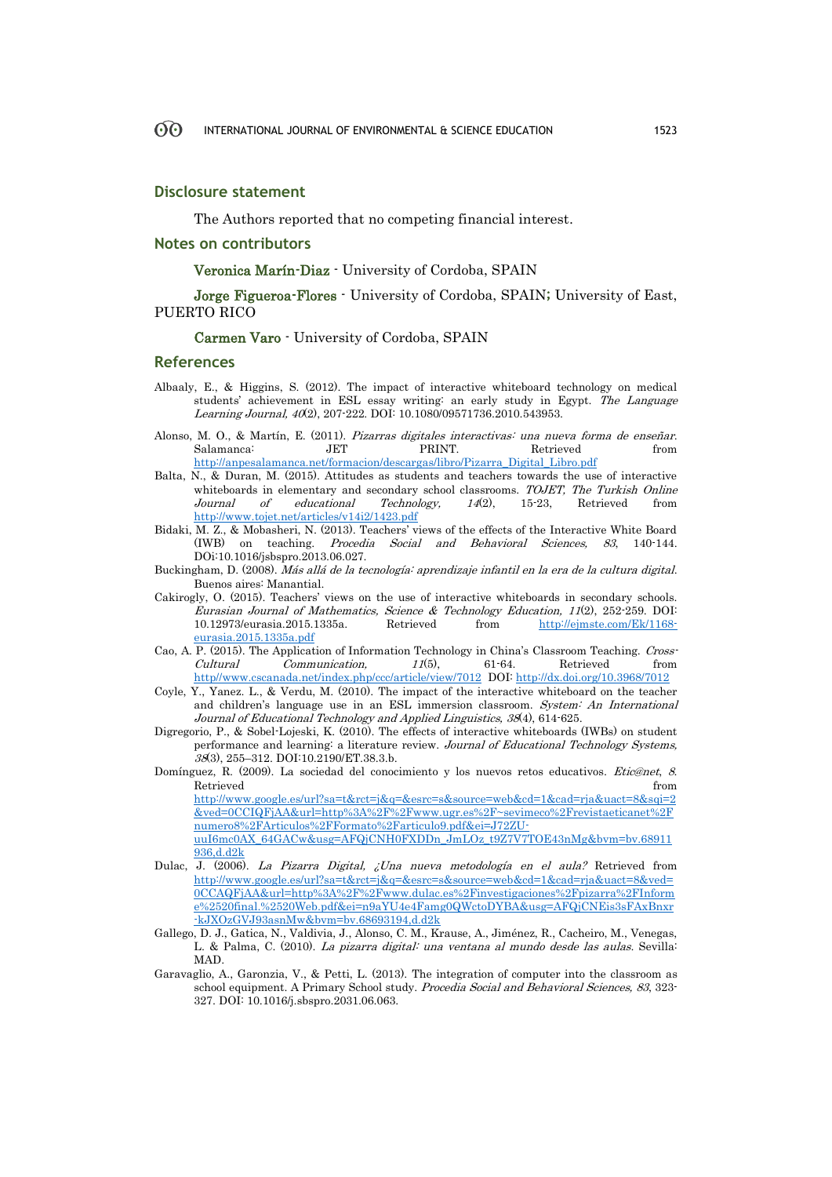## Disclosure statement

The Authors reported that no competing financial interest.

## Notes on contributors

Veronica Marín-Diaz - University of Cordoba, SPAIN

Jorge Figueroa-Flores - University of Cordoba, SPAIN; University of East, PUERTO RICO

Carmen Varo - University of Cordoba, SPAIN

## References

Albaaly, E., & Higgins, S. (2012). The impact of interactive whiteboard technology on medical students' achievement in ESL essay writing: an early study in Egypt. *The Language Learning Journal, 40*(2), 207-222. DOI: 10.1080/09571736.2010.543953.

Alonso, M. O., & Martín, E. (2011). *Pizarras digitales interactivas: una nueva forma de enseñar.* Salamanca: JET PRINT. Retrieved from http://anpesalamanca.net/formacion/descargas/libro/Pizarra_Digital_Libro.pdf

Balta, N., & Duran, M. (2015). Attitudes as students and teachers towards the use of interactive whiteboards in elementary and secondary school classrooms. *TOJET, The Turkish Online Journal of educational Technology, 14*(2), 15-23, Retrieved from http://www.tojet.net/articles/v14i2/1423.pdf

Bidaki, M. Z., & Mobasheri, N. (2013). Teachers' views of the effects of the Interactive White Board (IWB) on teaching. *Procedia Social and Behavioral Sciences, 83*, 140-144. DOi:10.1016/jsbspro.2013.06.027.

Buckingham, D. (2008). *Más allá de la tecnología: aprendizaje infantil en la era de la cultura digital.* Buenos aires: Manantial.

Cakirogly, O. (2015). Teachers' views on the use of interactive whiteboards in secondary schools. *Eurasian Journal of Mathematics, Science & Technology Education, 11*(2), 252-259. DOI: 10.12973/eurasia.2015.1335a. Retrieved from http://ejmste.com/Ek/1168-eurasia.2015.1335a.pdf

Cao, A. P. (2015). The Application of Information Technology in China's Classroom Teaching. *Cross-Cultural Communication, 11*(5), 61-64. Retrieved from http//www.cscanada.net/index.php/ccc/article/view/7012 DOI: http://dx.doi.org/10.3968/7012

Coyle, Y., Yanez. L., & Verdu, M. (2010). The impact of the interactive whiteboard on the teacher and children's language use in an ESL immersion classroom. *System: An International Journal of Educational Technology and Applied Linguistics, 38*(4), 614-625.

Digregorio, P., & Sobel-Lojeski, K. (2010). The effects of interactive whiteboards (IWBs) on student performance and learning: a literature review. *Journal of Educational Technology Systems, 38*(3), 255–312. DOI:10.2190/ET.38.3.b.

Domínguez, R. (2009). La sociedad del conocimiento y los nuevos retos educativos. *Etic@net, 8*. Retrieved from http://www.google.es/url?sa=t&rct=j&q=&esrc=s&source=web&cd=1&cad=rja&uact=8&sqi=2&ved=0CCIQFjAA&url=http%3A%2F%2Fwww.ugr.es%2F~sevimeco%2Frevistaeticanet%2Fnumero8%2FArticulos%2FFormato%2Farticulo9.pdf&ei=J72ZU-uuI6mc0AX_64GACw&usg=AFQjCNH0FXDDn_JmLOz_t9Z7V7TOE43nMg&bvm=bv.68911936,d.d2k

Dulac, J. (2006). *La Pizarra Digital, ¿Una nueva metodología en el aula?* Retrieved from http://www.google.es/url?sa=t&rct=j&q=&esrc=s&source=web&cd=1&cad=rja&uact=8&ved=0CCAQFjAA&url=http%3A%2F%2Fwww.dulac.es%2Finvestigaciones%2Fpizarra%2FInforme%2520final.%2520Web.pdf&ei=n9aYU4e4Famg0QWctoDYBA&usg=AFQjCNEis3sFAxBnxr-kJXOzGVJ93asnMw&bvm=bv.68693194,d.d2k

Gallego, D. J., Gatica, N., Valdivia, J., Alonso, C. M., Krause, A., Jiménez, R., Cacheiro, M., Venegas, L. & Palma, C. (2010). *La pizarra digital: una ventana al mundo desde las aulas.* Sevilla: MAD.

Garavaglio, A., Garonzia, V., & Petti, L. (2013). The integration of computer into the classroom as school equipment. A Primary School study. *Procedia Social and Behavioral Sciences, 83*, 323-327. DOI: 10.1016/j.sbspro.2031.06.063.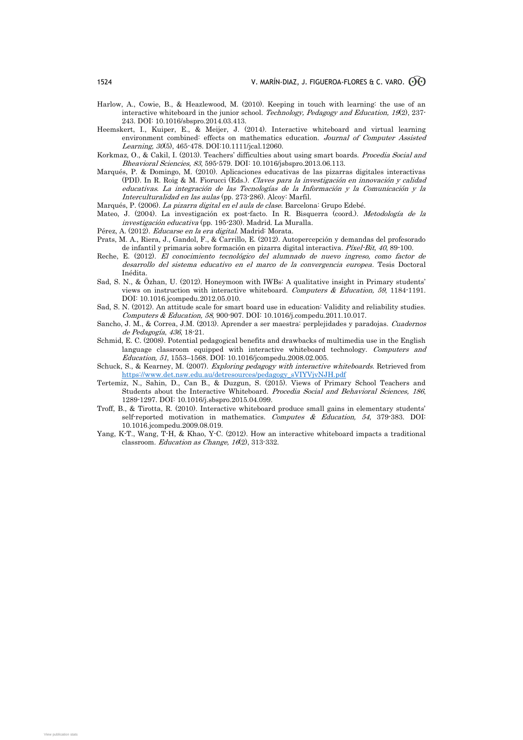Harlow, A., Cowie, B., & Heazlewood, M. (2010). Keeping in touch with learning: the use of an interactive whiteboard in the junior school. *Technology, Pedagogy and Education, 19*(2), 237-243. DOI: 10.1016/sbspro.2014.03.413.

Heemskert, I., Kuiper, E., & Meijer, J. (2014). Interactive whiteboard and virtual learning environment combined: effects on mathematics education. *Journal of Computer Assisted Learning, 30*(5), 465-478. DOI:10.1111/jcal.12060.

Korkmaz, O., & Cakil, I. (2013). Teachers' difficulties about using smart boards. *Procedia Social and Bheavioral Sciencies, 83*, 595-579. DOI: 10.1016/jsbspro.2013.06.113.

Marqués, P. & Domingo, M. (2010). Aplicaciones educativas de las pizarras digitales interactivas (PDI). In R. Roig & M. Fiorucci (Eds.). *Claves para la investigación en innovación y calidad educativas. La integración de las Tecnologías de la Información y la Comunicación y la Interculturalidad en las aulas* (pp. 273-286). Alcoy: Marfil.

Marqués, P. (2006). *La pizarra digital en el aula de clase*. Barcelona: Grupo Edebé.

Mateo, J. (2004). La investigación ex post-facto. In R. Bisquerra (coord.). *Metodología de la investigación educativa* (pp. 195-230). Madrid. La Muralla.

Pérez, A. (2012). *Educarse en la era digital*. Madrid: Morata.

Prats, M. A., Riera, J., Gandol, F., & Carrillo, E. (2012). Autopercepción y demandas del profesorado de infantil y primaria sobre formación en pizarra digital interactiva. *Píxel-Bit, 40*, 89-100.

Reche, E. (2012). *El conocimiento tecnológico del alumnado de nuevo ingreso, como factor de desarrollo del sistema educativo en el marco de la convergencia europea*. Tesis Doctoral Inédita.

Sad, S. N., & Özhan, U. (2012). Honeymoon with IWBs: A qualitative insight in Primary students' views on instruction with interactive whiteboard. *Computers & Education, 59*, 1184-1191. DOI: 10.1016.jcompedu.2012.05.010.

Sad, S. N. (2012). An attitude scale for smart board use in education: Validity and reliability studies. *Computers & Education, 58*, 900-907. DOI: 10.1016/j.compedu.2011.10.017.

Sancho, J. M., & Correa, J.M. (2013). Aprender a ser maestra: perplejidades y paradojas. *Cuadernos de Pedagogía, 436*, 18-21.

Schmid, E. C. (2008). Potential pedagogical benefits and drawbacks of multimedia use in the English language classroom equipped with interactive whiteboard technology. *Computers and Education, 51*, 1553–1568. DOI: 10.1016/jcompedu.2008.02.005.

Schuck, S., & Kearney, M. (2007). *Exploring pedagogy with interactive whiteboards*. Retrieved from https://www.det.nsw.edu.au/detresources/pedagogy_sVIYVjvNJH.pdf

Tertemiz, N., Sahin, D., Can B., & Duzgun, S. (2015). Views of Primary School Teachers and Students about the Interactive Whiteboard. *Procedia Social and Behavioral Sciences, 186*, 1289-1297. DOI: 10.1016/j.sbspro.2015.04.099.

Troff, B., & Tirotta, R. (2010). Interactive whiteboard produce small gains in elementary students' self-reported motivation in mathematics. *Computes & Education, 54*, 379-383. DOI: 10.1016.jcompedu.2009.08.019.

Yang, K-T., Wang, T-H, & Khao, Y-C. (2012). How an interactive whiteboard impacts a traditional classroom. *Education as Change, 16*(2), 313-332.